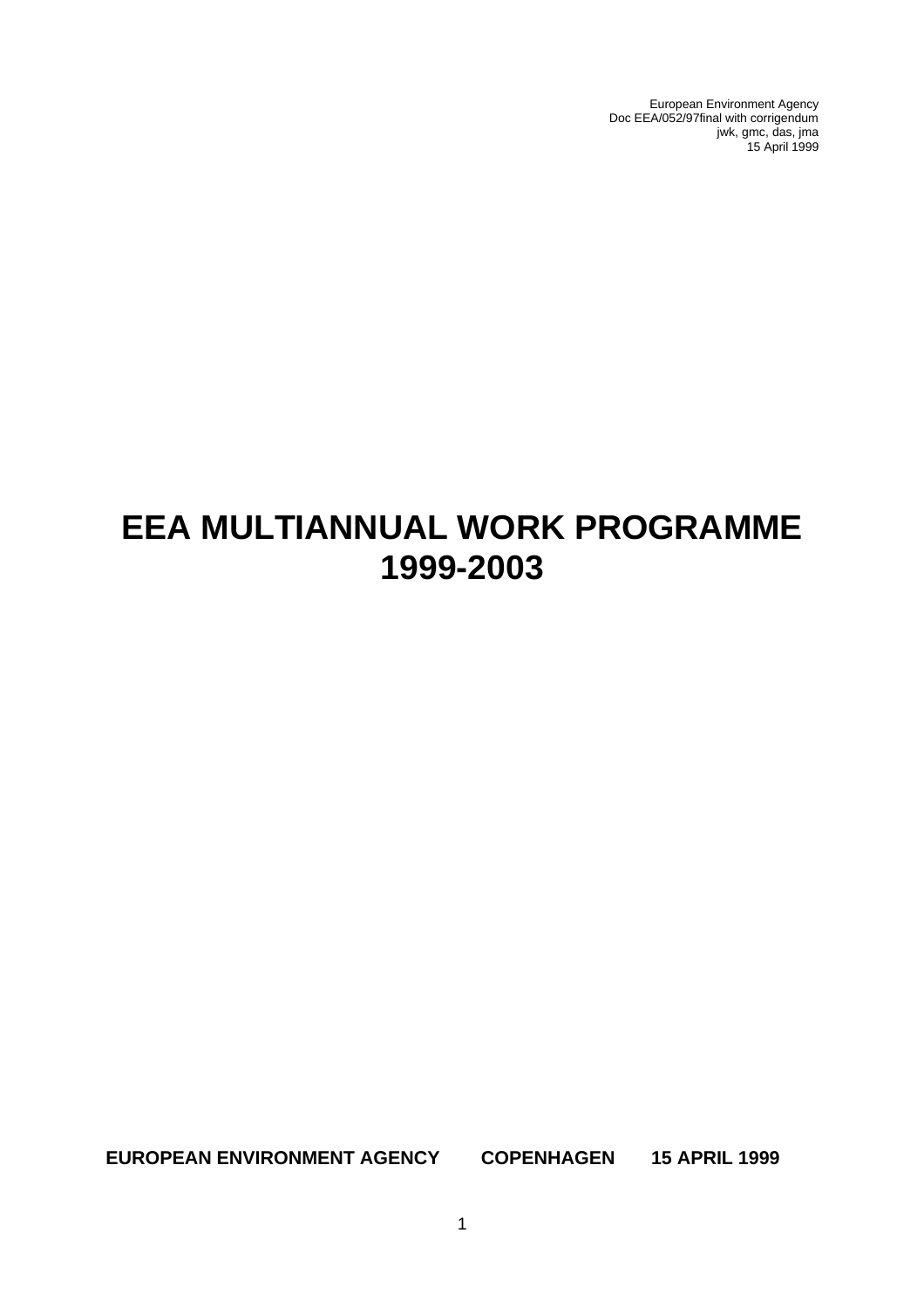European Environment Agency
Doc EEA/052/97final with corrigendum
jwk, gmc, das, jma
15 April 1999

# EEA MULTIANNUAL WORK PROGRAMME 1999-2003

**EUROPEAN ENVIRONMENT AGENCY COPENHAGEN 15 APRIL 1999**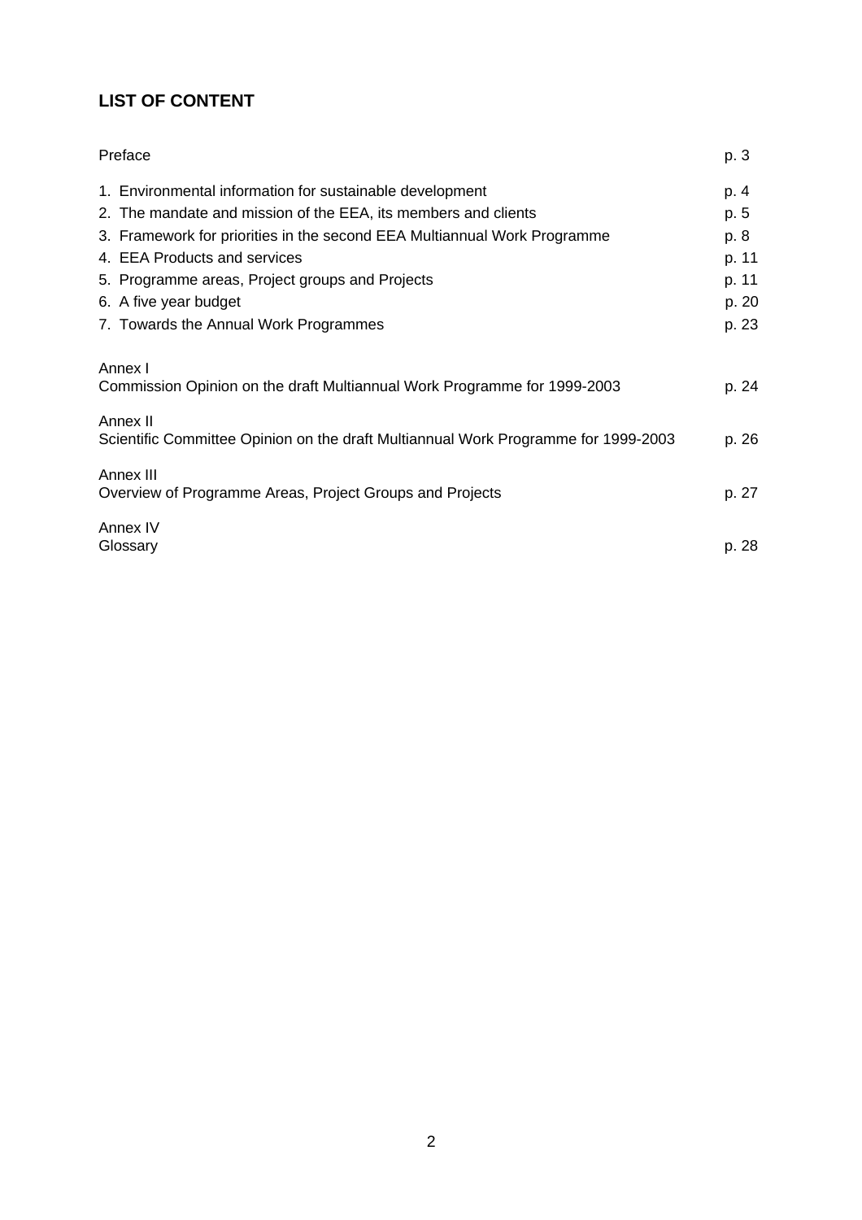## LIST OF CONTENT

| | |
|---|---|
| Preface | p. 3 |
| 1. Environmental information for sustainable development | p. 4 |
| 2. The mandate and mission of the EEA, its members and clients | p. 5 |
| 3. Framework for priorities in the second EEA Multiannual Work Programme | p. 8 |
| 4. EEA Products and services | p. 11 |
| 5. Programme areas, Project groups and Projects | p. 11 |
| 6. A five year budget | p. 20 |
| 7. Towards the Annual Work Programmes | p. 23 |
| Annex I<br>Commission Opinion on the draft Multiannual Work Programme for 1999-2003 | p. 24 |
| Annex II<br>Scientific Committee Opinion on the draft Multiannual Work Programme for 1999-2003 | p. 26 |
| Annex III<br>Overview of Programme Areas, Project Groups and Projects | p. 27 |
| Annex IV<br>Glossary | p. 28 |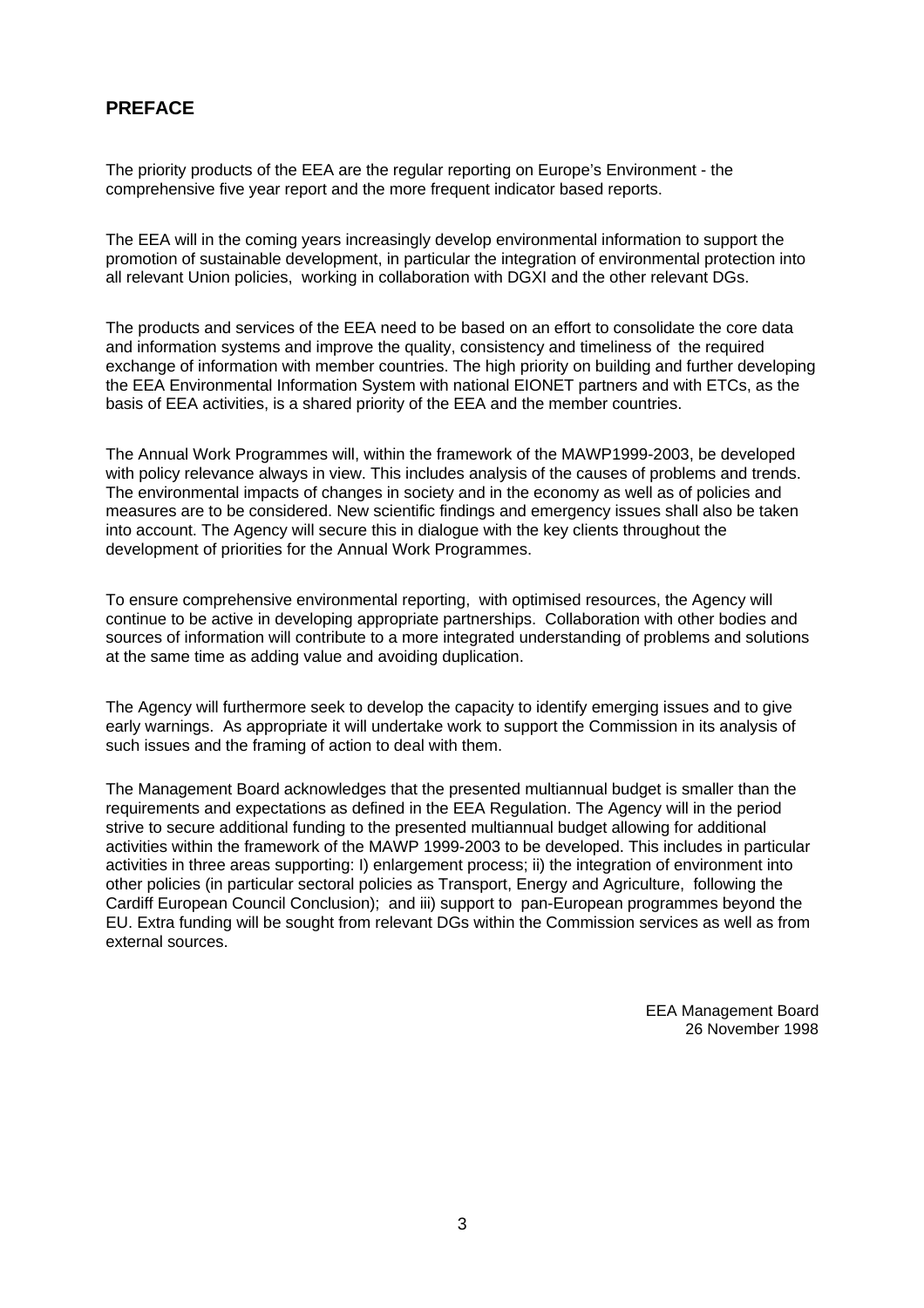## PREFACE

The priority products of the EEA are the regular reporting on Europe's Environment - the comprehensive five year report and the more frequent indicator based reports.

The EEA will in the coming years increasingly develop environmental information to support the promotion of sustainable development, in particular the integration of environmental protection into all relevant Union policies, working in collaboration with DGXI and the other relevant DGs.

The products and services of the EEA need to be based on an effort to consolidate the core data and information systems and improve the quality, consistency and timeliness of the required exchange of information with member countries. The high priority on building and further developing the EEA Environmental Information System with national EIONET partners and with ETCs, as the basis of EEA activities, is a shared priority of the EEA and the member countries.

The Annual Work Programmes will, within the framework of the MAWP1999-2003, be developed with policy relevance always in view. This includes analysis of the causes of problems and trends. The environmental impacts of changes in society and in the economy as well as of policies and measures are to be considered. New scientific findings and emergency issues shall also be taken into account. The Agency will secure this in dialogue with the key clients throughout the development of priorities for the Annual Work Programmes.

To ensure comprehensive environmental reporting, with optimised resources, the Agency will continue to be active in developing appropriate partnerships. Collaboration with other bodies and sources of information will contribute to a more integrated understanding of problems and solutions at the same time as adding value and avoiding duplication.

The Agency will furthermore seek to develop the capacity to identify emerging issues and to give early warnings. As appropriate it will undertake work to support the Commission in its analysis of such issues and the framing of action to deal with them.

The Management Board acknowledges that the presented multiannual budget is smaller than the requirements and expectations as defined in the EEA Regulation. The Agency will in the period strive to secure additional funding to the presented multiannual budget allowing for additional activities within the framework of the MAWP 1999-2003 to be developed. This includes in particular activities in three areas supporting: I) enlargement process; ii) the integration of environment into other policies (in particular sectoral policies as Transport, Energy and Agriculture, following the Cardiff European Council Conclusion); and iii) support to pan-European programmes beyond the EU. Extra funding will be sought from relevant DGs within the Commission services as well as from external sources.

EEA Management Board
26 November 1998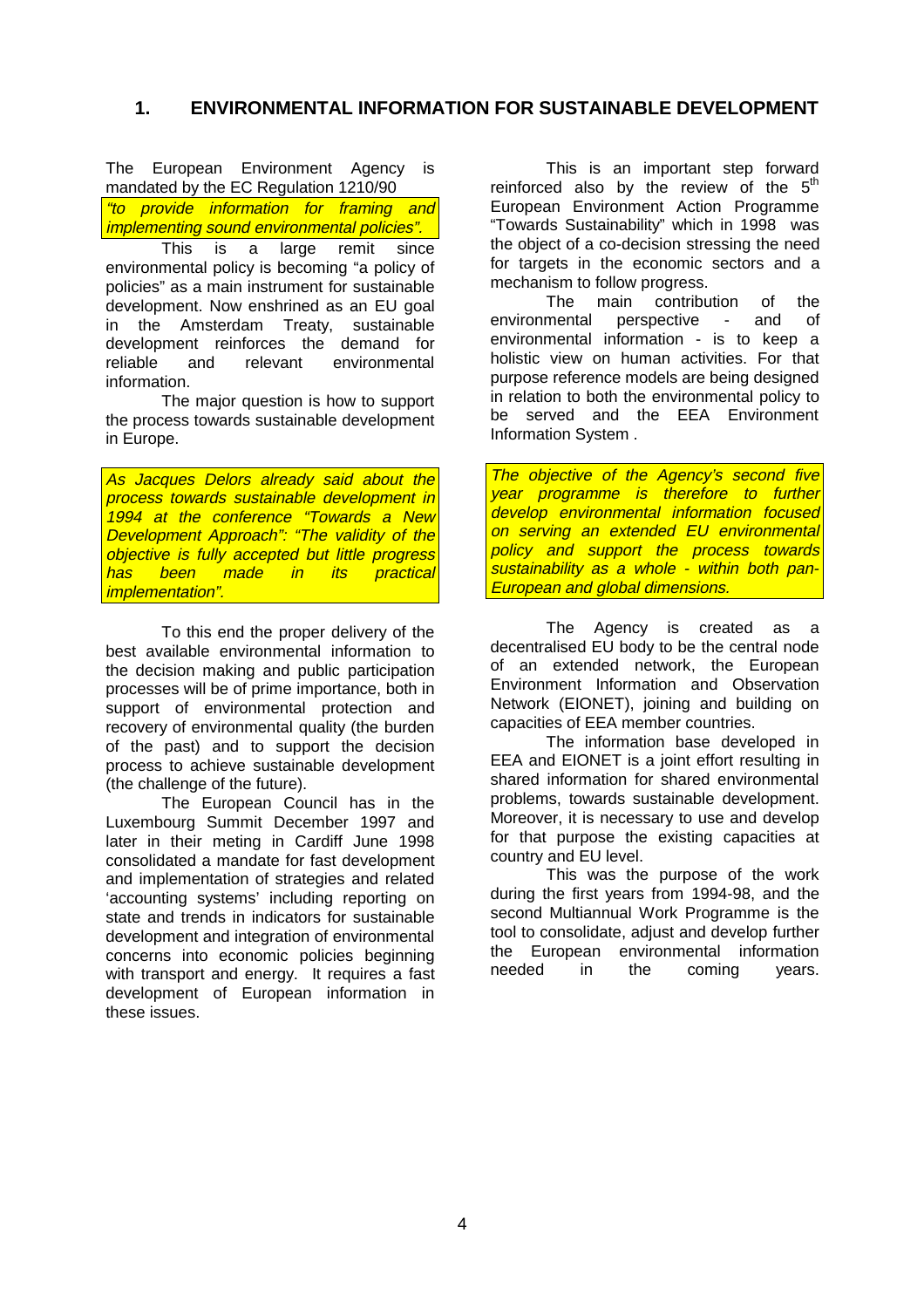# 1. ENVIRONMENTAL INFORMATION FOR SUSTAINABLE DEVELOPMENT

The European Environment Agency is mandated by the EC Regulation 1210/90

*"to provide information for framing and implementing sound environmental policies".*

This is a large remit since environmental policy is becoming "a policy of policies" as a main instrument for sustainable development. Now enshrined as an EU goal in the Amsterdam Treaty, sustainable development reinforces the demand for reliable and relevant environmental information.

The major question is how to support the process towards sustainable development in Europe.

*As Jacques Delors already said about the process towards sustainable development in 1994 at the conference "Towards a New Development Approach": "The validity of the objective is fully accepted but little progress has been made in its practical implementation".*

To this end the proper delivery of the best available environmental information to the decision making and public participation processes will be of prime importance, both in support of environmental protection and recovery of environmental quality (the burden of the past) and to support the decision process to achieve sustainable development (the challenge of the future).

The European Council has in the Luxembourg Summit December 1997 and later in their meting in Cardiff June 1998 consolidated a mandate for fast development and implementation of strategies and related 'accounting systems' including reporting on state and trends in indicators for sustainable development and integration of environmental concerns into economic policies beginning with transport and energy. It requires a fast development of European information in these issues.

This is an important step forward reinforced also by the review of the 5th European Environment Action Programme "Towards Sustainability" which in 1998 was the object of a co-decision stressing the need for targets in the economic sectors and a mechanism to follow progress.

The main contribution of the environmental perspective - and of environmental information - is to keep a holistic view on human activities. For that purpose reference models are being designed in relation to both the environmental policy to be served and the EEA Environment Information System .

*The objective of the Agency's second five year programme is therefore to further develop environmental information focused on serving an extended EU environmental policy and support the process towards sustainability as a whole - within both pan-European and global dimensions.*

The Agency is created as a decentralised EU body to be the central node of an extended network, the European Environment Information and Observation Network (EIONET), joining and building on capacities of EEA member countries.

The information base developed in EEA and EIONET is a joint effort resulting in shared information for shared environmental problems, towards sustainable development. Moreover, it is necessary to use and develop for that purpose the existing capacities at country and EU level.

This was the purpose of the work during the first years from 1994-98, and the second Multiannual Work Programme is the tool to consolidate, adjust and develop further the European environmental information needed in the coming years.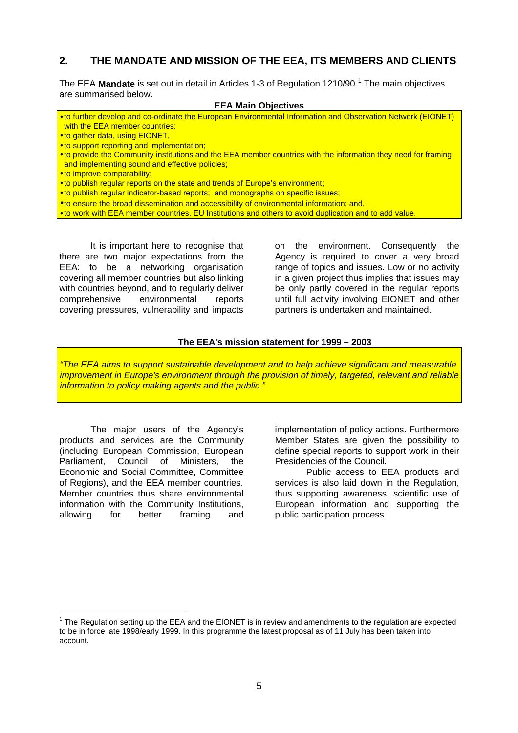## 2. THE MANDATE AND MISSION OF THE EEA, ITS MEMBERS AND CLIENTS

The EEA **Mandate** is set out in detail in Articles 1-3 of Regulation 1210/90.[1] The main objectives are summarised below.

**EEA Main Objectives**

- to further develop and co-ordinate the European Environmental Information and Observation Network (EIONET) with the EEA member countries;
- to gather data, using EIONET,
- to support reporting and implementation;
- to provide the Community institutions and the EEA member countries with the information they need for framing and implementing sound and effective policies;
- to improve comparability;
- to publish regular reports on the state and trends of Europe's environment;
- to publish regular indicator-based reports; and monographs on specific issues;
- to ensure the broad dissemination and accessibility of environmental information; and,
- to work with EEA member countries, EU Institutions and others to avoid duplication and to add value.

It is important here to recognise that there are two major expectations from the EEA: to be a networking organisation covering all member countries but also linking with countries beyond, and to regularly deliver comprehensive environmental reports covering pressures, vulnerability and impacts on the environment. Consequently the Agency is required to cover a very broad range of topics and issues. Low or no activity in a given project thus implies that issues may be only partly covered in the regular reports until full activity involving EIONET and other partners is undertaken and maintained.

**The EEA's mission statement for 1999 – 2003**

*"The EEA aims to support sustainable development and to help achieve significant and measurable improvement in Europe's environment through the provision of timely, targeted, relevant and reliable information to policy making agents and the public."*

The major users of the Agency's products and services are the Community (including European Commission, European Parliament, Council of Ministers, the Economic and Social Committee, Committee of Regions), and the EEA member countries. Member countries thus share environmental information with the Community Institutions, allowing for better framing and implementation of policy actions. Furthermore Member States are given the possibility to define special reports to support work in their Presidencies of the Council.

Public access to EEA products and services is also laid down in the Regulation, thus supporting awareness, scientific use of European information and supporting the public participation process.

[1] The Regulation setting up the EEA and the EIONET is in review and amendments to the regulation are expected to be in force late 1998/early 1999. In this programme the latest proposal as of 11 July has been taken into account.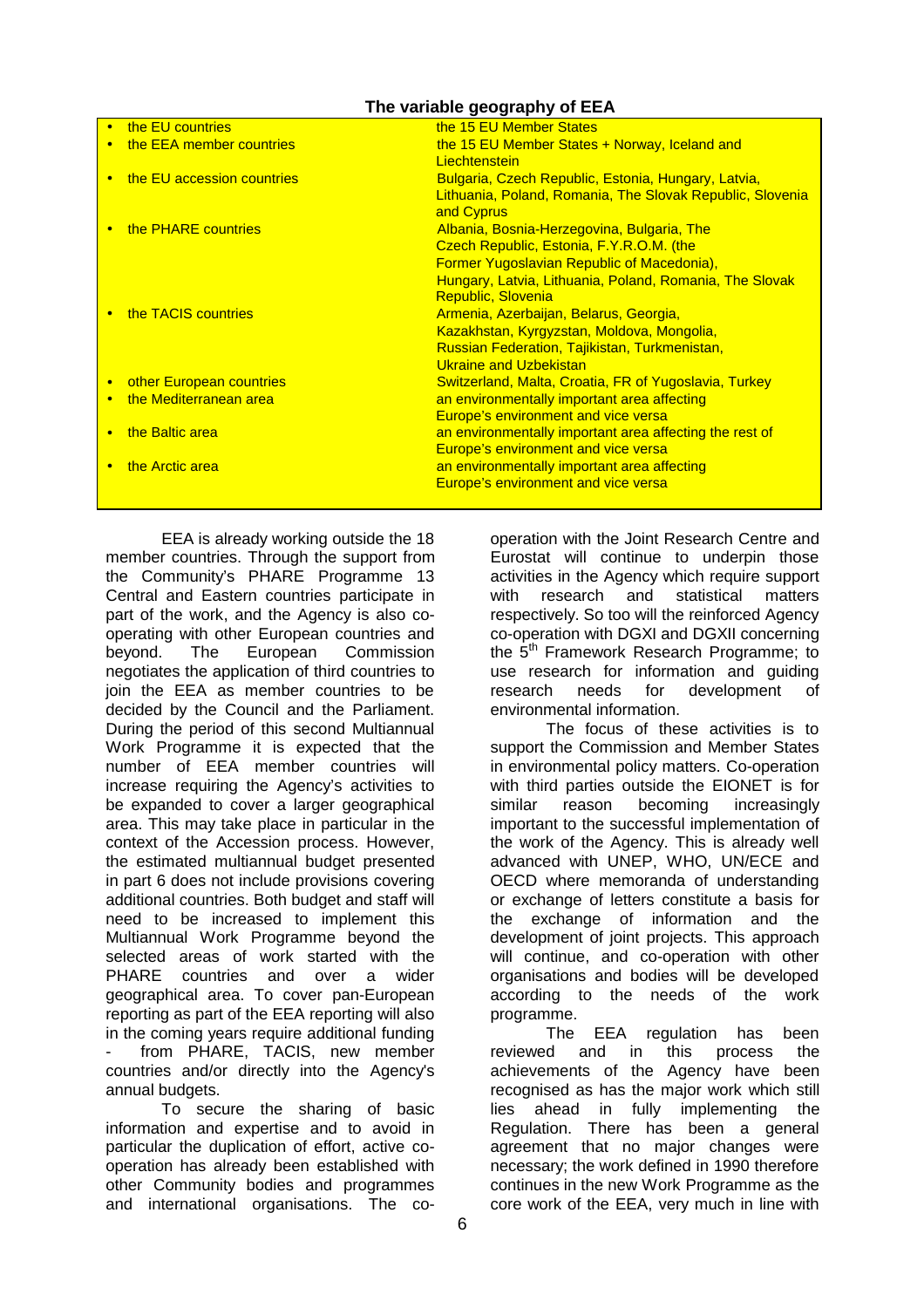**The variable geography of EEA**

| | |
|---|---|
| • the EU countries | the 15 EU Member States |
| • the EEA member countries | the 15 EU Member States + Norway, Iceland and Liechtenstein |
| • the EU accession countries | Bulgaria, Czech Republic, Estonia, Hungary, Latvia, Lithuania, Poland, Romania, The Slovak Republic, Slovenia and Cyprus |
| • the PHARE countries | Albania, Bosnia-Herzegovina, Bulgaria, The Czech Republic, Estonia, F.Y.R.O.M. (the Former Yugoslavian Republic of Macedonia), Hungary, Latvia, Lithuania, Poland, Romania, The Slovak Republic, Slovenia |
| • the TACIS countries | Armenia, Azerbaijan, Belarus, Georgia, Kazakhstan, Kyrgyzstan, Moldova, Mongolia, Russian Federation, Tajikistan, Turkmenistan, Ukraine and Uzbekistan |
| • other European countries | Switzerland, Malta, Croatia, FR of Yugoslavia, Turkey |
| • the Mediterranean area | an environmentally important area affecting Europe's environment and vice versa |
| • the Baltic area | an environmentally important area affecting the rest of Europe's environment and vice versa |
| • the Arctic area | an environmentally important area affecting Europe's environment and vice versa |

EEA is already working outside the 18 member countries. Through the support from the Community's PHARE Programme 13 Central and Eastern countries participate in part of the work, and the Agency is also co-operating with other European countries and beyond. The European Commission negotiates the application of third countries to join the EEA as member countries to be decided by the Council and the Parliament. During the period of this second Multiannual Work Programme it is expected that the number of EEA member countries will increase requiring the Agency's activities to be expanded to cover a larger geographical area. This may take place in particular in the context of the Accession process. However, the estimated multiannual budget presented in part 6 does not include provisions covering additional countries. Both budget and staff will need to be increased to implement this Multiannual Work Programme beyond the selected areas of work started with the PHARE countries and over a wider geographical area. To cover pan-European reporting as part of the EEA reporting will also in the coming years require additional funding - from PHARE, TACIS, new member countries and/or directly into the Agency's annual budgets.

To secure the sharing of basic information and expertise and to avoid in particular the duplication of effort, active co-operation has already been established with other Community bodies and programmes and international organisations. The co-operation with the Joint Research Centre and Eurostat will continue to underpin those activities in the Agency which require support with research and statistical matters respectively. So too will the reinforced Agency co-operation with DGXI and DGXII concerning the 5[th] Framework Research Programme; to use research for information and guiding research needs for development of environmental information.

The focus of these activities is to support the Commission and Member States in environmental policy matters. Co-operation with third parties outside the EIONET is for similar reason becoming increasingly important to the successful implementation of the work of the Agency. This is already well advanced with UNEP, WHO, UN/ECE and OECD where memoranda of understanding or exchange of letters constitute a basis for the exchange of information and the development of joint projects. This approach will continue, and co-operation with other organisations and bodies will be developed according to the needs of the work programme.

The EEA regulation has been reviewed and in this process the achievements of the Agency have been recognised as has the major work which still lies ahead in fully implementing the Regulation. There has been a general agreement that no major changes were necessary; the work defined in 1990 therefore continues in the new Work Programme as the core work of the EEA, very much in line with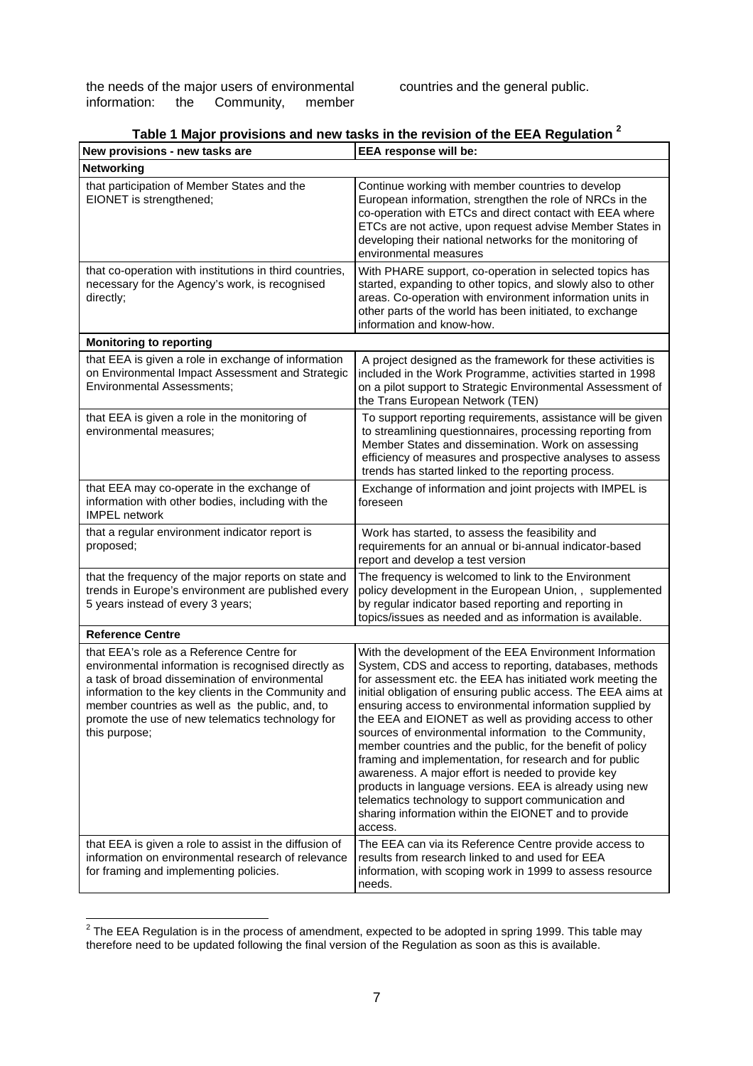the needs of the major users of environmental information: the Community, member countries and the general public.

**Table 1 Major provisions and new tasks in the revision of the EEA Regulation [2]**

| New provisions - new tasks are | EEA response will be: |
|---|---|
| **Networking** | |
| that participation of Member States and the EIONET is strengthened; | Continue working with member countries to develop European information, strengthen the role of NRCs in the co-operation with ETCs and direct contact with EEA where ETCs are not active, upon request advise Member States in developing their national networks for the monitoring of environmental measures |
| that co-operation with institutions in third countries, necessary for the Agency's work, is recognised directly; | With PHARE support, co-operation in selected topics has started, expanding to other topics, and slowly also to other areas. Co-operation with environment information units in other parts of the world has been initiated, to exchange information and know-how. |
| **Monitoring to reporting** | |
| that EEA is given a role in exchange of information on Environmental Impact Assessment and Strategic Environmental Assessments; | A project designed as the framework for these activities is included in the Work Programme, activities started in 1998 on a pilot support to Strategic Environmental Assessment of the Trans European Network (TEN) |
| that EEA is given a role in the monitoring of environmental measures; | To support reporting requirements, assistance will be given to streamlining questionnaires, processing reporting from Member States and dissemination. Work on assessing efficiency of measures and prospective analyses to assess trends has started linked to the reporting process. |
| that EEA may co-operate in the exchange of information with other bodies, including with the IMPEL network | Exchange of information and joint projects with IMPEL is foreseen |
| that a regular environment indicator report is proposed; | Work has started, to assess the feasibility and requirements for an annual or bi-annual indicator-based report and develop a test version |
| that the frequency of the major reports on state and trends in Europe's environment are published every 5 years instead of every 3 years; | The frequency is welcomed to link to the Environment policy development in the European Union, , supplemented by regular indicator based reporting and reporting in topics/issues as needed and as information is available. |
| **Reference Centre** | |
| that EEA's role as a Reference Centre for environmental information is recognised directly as a task of broad dissemination of environmental information to the key clients in the Community and member countries as well as the public, and, to promote the use of new telematics technology for this purpose; | With the development of the EEA Environment Information System, CDS and access to reporting, databases, methods for assessment etc. the EEA has initiated work meeting the initial obligation of ensuring public access. The EEA aims at ensuring access to environmental information supplied by the EEA and EIONET as well as providing access to other sources of environmental information to the Community, member countries and the public, for the benefit of policy framing and implementation, for research and for public awareness. A major effort is needed to provide key products in language versions. EEA is already using new telematics technology to support communication and sharing information within the EIONET and to provide access. |
| that EEA is given a role to assist in the diffusion of information on environmental research of relevance for framing and implementing policies. | The EEA can via its Reference Centre provide access to results from research linked to and used for EEA information, with scoping work in 1999 to assess resource needs. |

[2] The EEA Regulation is in the process of amendment, expected to be adopted in spring 1999. This table may therefore need to be updated following the final version of the Regulation as soon as this is available.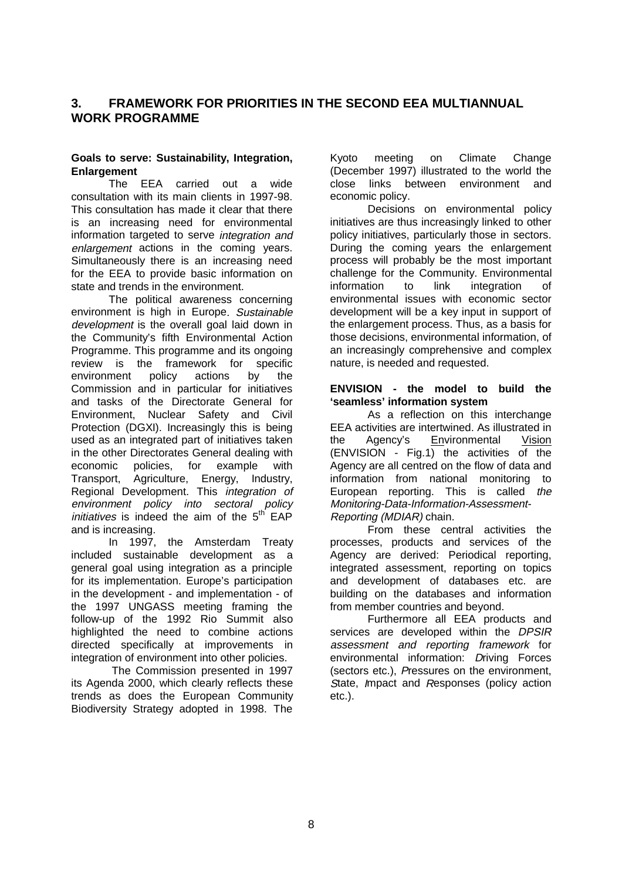## 3. FRAMEWORK FOR PRIORITIES IN THE SECOND EEA MULTIANNUAL WORK PROGRAMME

### Goals to serve: Sustainability, Integration, Enlargement

The EEA carried out a wide consultation with its main clients in 1997-98. This consultation has made it clear that there is an increasing need for environmental information targeted to serve *integration and enlargement* actions in the coming years. Simultaneously there is an increasing need for the EEA to provide basic information on state and trends in the environment.

The political awareness concerning environment is high in Europe. *Sustainable development* is the overall goal laid down in the Community's fifth Environmental Action Programme. This programme and its ongoing review is the framework for specific environment policy actions by the Commission and in particular for initiatives and tasks of the Directorate General for Environment, Nuclear Safety and Civil Protection (DGXI). Increasingly this is being used as an integrated part of initiatives taken in the other Directorates General dealing with economic policies, for example with Transport, Agriculture, Energy, Industry, Regional Development. This *integration of environment policy into sectoral policy initiatives* is indeed the aim of the 5th EAP and is increasing.

In 1997, the Amsterdam Treaty included sustainable development as a general goal using integration as a principle for its implementation. Europe's participation in the development - and implementation - of the 1997 UNGASS meeting framing the follow-up of the 1992 Rio Summit also highlighted the need to combine actions directed specifically at improvements in integration of environment into other policies.

The Commission presented in 1997 its Agenda 2000, which clearly reflects these trends as does the European Community Biodiversity Strategy adopted in 1998. The Kyoto meeting on Climate Change (December 1997) illustrated to the world the close links between environment and economic policy.

Decisions on environmental policy initiatives are thus increasingly linked to other policy initiatives, particularly those in sectors. During the coming years the enlargement process will probably be the most important challenge for the Community. Environmental information to link integration of environmental issues with economic sector development will be a key input in support of the enlargement process. Thus, as a basis for those decisions, environmental information, of an increasingly comprehensive and complex nature, is needed and requested.

### ENVISION - the model to build the 'seamless' information system

As a reflection on this interchange EEA activities are intertwined. As illustrated in the Agency's Environmental Vision (ENVISION - Fig.1) the activities of the Agency are all centred on the flow of data and information from national monitoring to European reporting. This is called *the Monitoring-Data-Information-Assessment-Reporting (MDIAR)* chain.

From these central activities the processes, products and services of the Agency are derived: Periodical reporting, integrated assessment, reporting on topics and development of databases etc. are building on the databases and information from member countries and beyond.

Furthermore all EEA products and services are developed within the *DPSIR assessment and reporting framework* for environmental information: *D*riving Forces (sectors etc.), *P*ressures on the environment, *S*tate, *I*mpact and *R*esponses (policy action etc.).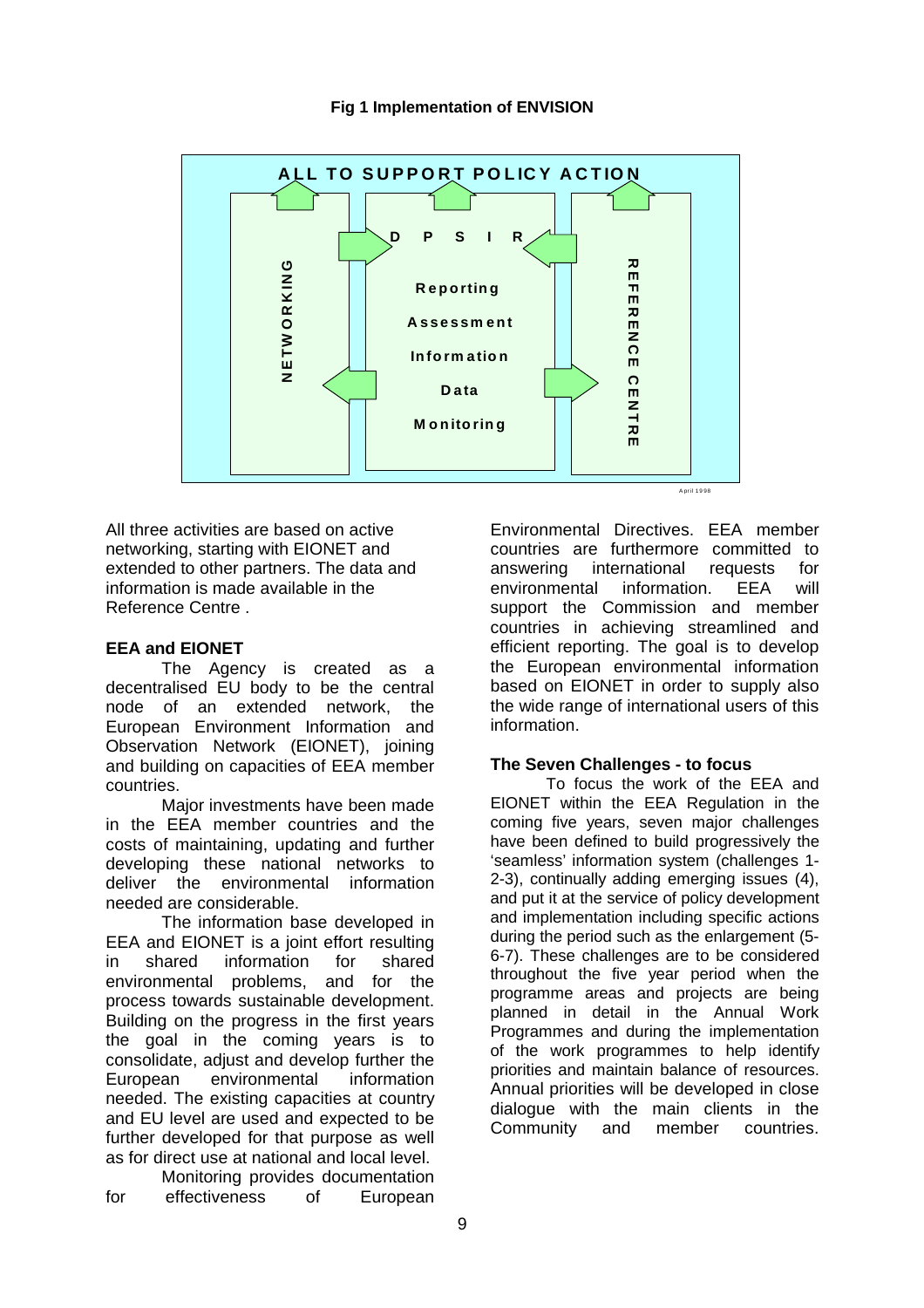**Fig 1 Implementation of ENVISION**

ALL TO SUPPORT POLICY ACTION

NETWORKING

D P S I R

Reporting

Assessment

Information

Data

Monitoring

REFERENCE CENTRE

April 1998

All three activities are based on active networking, starting with EIONET and extended to other partners. The data and information is made available in the Reference Centre .

## EEA and EIONET

The Agency is created as a decentralised EU body to be the central node of an extended network, the European Environment Information and Observation Network (EIONET), joining and building on capacities of EEA member countries.

Major investments have been made in the EEA member countries and the costs of maintaining, updating and further developing these national networks to deliver the environmental information needed are considerable.

The information base developed in EEA and EIONET is a joint effort resulting in shared information for shared environmental problems, and for the process towards sustainable development. Building on the progress in the first years the goal in the coming years is to consolidate, adjust and develop further the European environmental information needed. The existing capacities at country and EU level are used and expected to be further developed for that purpose as well as for direct use at national and local level.

Monitoring provides documentation for effectiveness of European Environmental Directives. EEA member countries are furthermore committed to answering international requests for environmental information. EEA will support the Commission and member countries in achieving streamlined and efficient reporting. The goal is to develop the European environmental information based on EIONET in order to supply also the wide range of international users of this information.

## The Seven Challenges - to focus

To focus the work of the EEA and EIONET within the EEA Regulation in the coming five years, seven major challenges have been defined to build progressively the 'seamless' information system (challenges 1-2-3), continually adding emerging issues (4), and put it at the service of policy development and implementation including specific actions during the period such as the enlargement (5-6-7). These challenges are to be considered throughout the five year period when the programme areas and projects are being planned in detail in the Annual Work Programmes and during the implementation of the work programmes to help identify priorities and maintain balance of resources. Annual priorities will be developed in close dialogue with the main clients in the Community and member countries.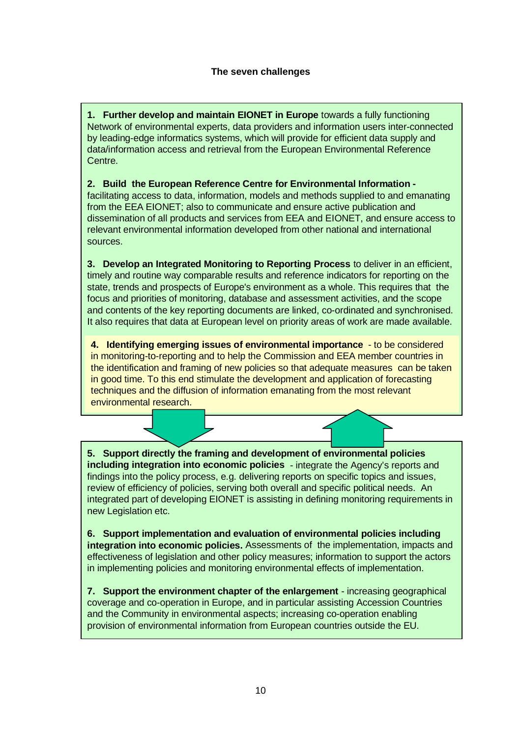### The seven challenges

**1. Further develop and maintain EIONET in Europe** towards a fully functioning Network of environmental experts, data providers and information users inter-connected by leading-edge informatics systems, which will provide for efficient data supply and data/information access and retrieval from the European Environmental Reference Centre.

**2. Build the European Reference Centre for Environmental Information -** facilitating access to data, information, models and methods supplied to and emanating from the EEA EIONET; also to communicate and ensure active publication and dissemination of all products and services from EEA and EIONET, and ensure access to relevant environmental information developed from other national and international sources.

**3. Develop an Integrated Monitoring to Reporting Process** to deliver in an efficient, timely and routine way comparable results and reference indicators for reporting on the state, trends and prospects of Europe's environment as a whole. This requires that the focus and priorities of monitoring, database and assessment activities, and the scope and contents of the key reporting documents are linked, co-ordinated and synchronised. It also requires that data at European level on priority areas of work are made available.

**4. Identifying emerging issues of environmental importance** - to be considered in monitoring-to-reporting and to help the Commission and EEA member countries in the identification and framing of new policies so that adequate measures can be taken in good time. To this end stimulate the development and application of forecasting techniques and the diffusion of information emanating from the most relevant environmental research.

**5. Support directly the framing and development of environmental policies including integration into economic policies** - integrate the Agency's reports and findings into the policy process, e.g. delivering reports on specific topics and issues, review of efficiency of policies, serving both overall and specific political needs. An integrated part of developing EIONET is assisting in defining monitoring requirements in new Legislation etc.

**6. Support implementation and evaluation of environmental policies including integration into economic policies.** Assessments of the implementation, impacts and effectiveness of legislation and other policy measures; information to support the actors in implementing policies and monitoring environmental effects of implementation.

**7. Support the environment chapter of the enlargement** - increasing geographical coverage and co-operation in Europe, and in particular assisting Accession Countries and the Community in environmental aspects; increasing co-operation enabling provision of environmental information from European countries outside the EU.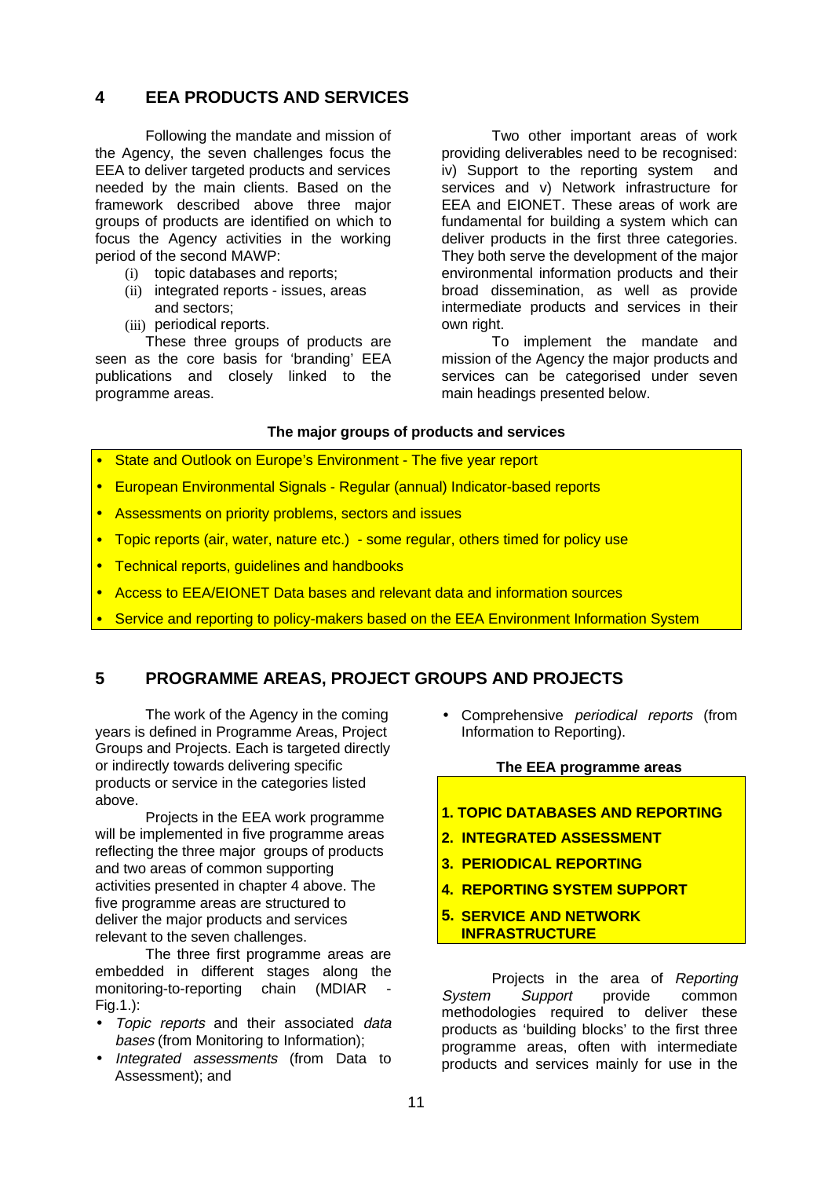## 4 EEA PRODUCTS AND SERVICES

Following the mandate and mission of the Agency, the seven challenges focus the EEA to deliver targeted products and services needed by the main clients. Based on the framework described above three major groups of products are identified on which to focus the Agency activities in the working period of the second MAWP:

(i) topic databases and reports;
(ii) integrated reports - issues, areas and sectors;
(iii) periodical reports.

These three groups of products are seen as the core basis for 'branding' EEA publications and closely linked to the programme areas.

Two other important areas of work providing deliverables need to be recognised: iv) Support to the reporting system and services and v) Network infrastructure for EEA and EIONET. These areas of work are fundamental for building a system which can deliver products in the first three categories. They both serve the development of the major environmental information products and their broad dissemination, as well as provide intermediate products and services in their own right.

To implement the mandate and mission of the Agency the major products and services can be categorised under seven main headings presented below.

**The major groups of products and services**

- State and Outlook on Europe's Environment - The five year report
- European Environmental Signals - Regular (annual) Indicator-based reports
- Assessments on priority problems, sectors and issues
- Topic reports (air, water, nature etc.) - some regular, others timed for policy use
- Technical reports, guidelines and handbooks
- Access to EEA/EIONET Data bases and relevant data and information sources
- Service and reporting to policy-makers based on the EEA Environment Information System

## 5 PROGRAMME AREAS, PROJECT GROUPS AND PROJECTS

The work of the Agency in the coming years is defined in Programme Areas, Project Groups and Projects. Each is targeted directly or indirectly towards delivering specific products or service in the categories listed above.

Projects in the EEA work programme will be implemented in five programme areas reflecting the three major groups of products and two areas of common supporting activities presented in chapter 4 above. The five programme areas are structured to deliver the major products and services relevant to the seven challenges.

The three first programme areas are embedded in different stages along the monitoring-to-reporting chain (MDIAR - Fig.1.):

- *Topic reports* and their associated *data bases* (from Monitoring to Information);
- *Integrated assessments* (from Data to Assessment); and
- Comprehensive *periodical reports* (from Information to Reporting).

**The EEA programme areas**

1. **TOPIC DATABASES AND REPORTING**
2. **INTEGRATED ASSESSMENT**
3. **PERIODICAL REPORTING**
4. **REPORTING SYSTEM SUPPORT**
5. **SERVICE AND NETWORK INFRASTRUCTURE**

Projects in the area of *Reporting System Support* provide common methodologies required to deliver these products as 'building blocks' to the first three programme areas, often with intermediate products and services mainly for use in the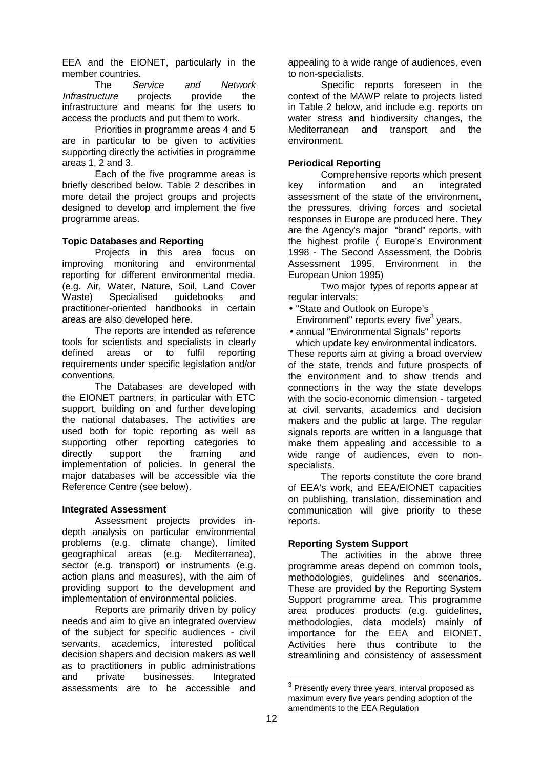EEA and the EIONET, particularly in the member countries.

The *Service and Network Infrastructure* projects provide the infrastructure and means for the users to access the products and put them to work.

Priorities in programme areas 4 and 5 are in particular to be given to activities supporting directly the activities in programme areas 1, 2 and 3.

Each of the five programme areas is briefly described below. Table 2 describes in more detail the project groups and projects designed to develop and implement the five programme areas.

**Topic Databases and Reporting**

Projects in this area focus on improving monitoring and environmental reporting for different environmental media. (e.g. Air, Water, Nature, Soil, Land Cover Waste) Specialised guidebooks and practitioner-oriented handbooks in certain areas are also developed here.

The reports are intended as reference tools for scientists and specialists in clearly defined areas or to fulfil reporting requirements under specific legislation and/or conventions.

The Databases are developed with the EIONET partners, in particular with ETC support, building on and further developing the national databases. The activities are used both for topic reporting as well as supporting other reporting categories to directly support the framing and implementation of policies. In general the major databases will be accessible via the Reference Centre (see below).

**Integrated Assessment**

Assessment projects provides in-depth analysis on particular environmental problems (e.g. climate change), limited geographical areas (e.g. Mediterranea), sector (e.g. transport) or instruments (e.g. action plans and measures), with the aim of providing support to the development and implementation of environmental policies.

Reports are primarily driven by policy needs and aim to give an integrated overview of the subject for specific audiences - civil servants, academics, interested political decision shapers and decision makers as well as to practitioners in public administrations and private businesses. Integrated assessments are to be accessible and appealing to a wide range of audiences, even to non-specialists.

Specific reports foreseen in the context of the MAWP relate to projects listed in Table 2 below, and include e.g. reports on water stress and biodiversity changes, the Mediterranean and transport and the environment.

**Periodical Reporting**

Comprehensive reports which present key information and an integrated assessment of the state of the environment, the pressures, driving forces and societal responses in Europe are produced here. They are the Agency's major "brand" reports, with the highest profile ( Europe's Environment 1998 - The Second Assessment, the Dobris Assessment 1995, Environment in the European Union 1995)

Two major types of reports appear at regular intervals:

- "State and Outlook on Europe's Environment" reports every five[3] years,
- annual "Environmental Signals" reports which update key environmental indicators.

These reports aim at giving a broad overview of the state, trends and future prospects of the environment and to show trends and connections in the way the state develops with the socio-economic dimension - targeted at civil servants, academics and decision makers and the public at large. The regular signals reports are written in a language that make them appealing and accessible to a wide range of audiences, even to non-specialists.

The reports constitute the core brand of EEA's work, and EEA/EIONET capacities on publishing, translation, dissemination and communication will give priority to these reports.

**Reporting System Support**

The activities in the above three programme areas depend on common tools, methodologies, guidelines and scenarios. These are provided by the Reporting System Support programme area. This programme area produces products (e.g. guidelines, methodologies, data models) mainly of importance for the EEA and EIONET. Activities here thus contribute to the streamlining and consistency of assessment

[3] Presently every three years, interval proposed as maximum every five years pending adoption of the amendments to the EEA Regulation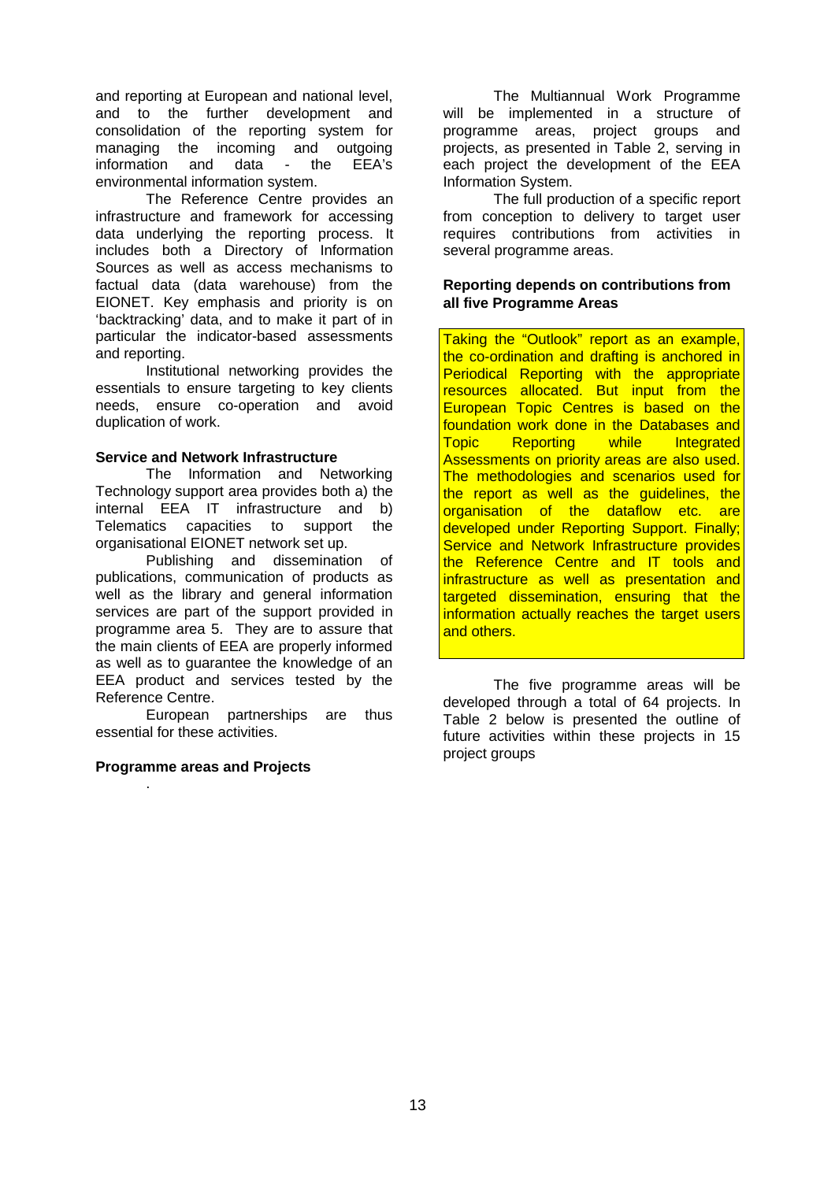and reporting at European and national level, and to the further development and consolidation of the reporting system for managing the incoming and outgoing information and data - the EEA's environmental information system.

The Reference Centre provides an infrastructure and framework for accessing data underlying the reporting process. It includes both a Directory of Information Sources as well as access mechanisms to factual data (data warehouse) from the EIONET. Key emphasis and priority is on 'backtracking' data, and to make it part of in particular the indicator-based assessments and reporting.

Institutional networking provides the essentials to ensure targeting to key clients needs, ensure co-operation and avoid duplication of work.

**Service and Network Infrastructure**

The Information and Networking Technology support area provides both a) the internal EEA IT infrastructure and b) Telematics capacities to support the organisational EIONET network set up.

Publishing and dissemination of publications, communication of products as well as the library and general information services are part of the support provided in programme area 5. They are to assure that the main clients of EEA are properly informed as well as to guarantee the knowledge of an EEA product and services tested by the Reference Centre.

European partnerships are thus essential for these activities.

**Programme areas and Projects**

.

The Multiannual Work Programme will be implemented in a structure of programme areas, project groups and projects, as presented in Table 2, serving in each project the development of the EEA Information System.

The full production of a specific report from conception to delivery to target user requires contributions from activities in several programme areas.

**Reporting depends on contributions from all five Programme Areas**

Taking the "Outlook" report as an example, the co-ordination and drafting is anchored in Periodical Reporting with the appropriate resources allocated. But input from the European Topic Centres is based on the foundation work done in the Databases and Topic Reporting while Integrated Assessments on priority areas are also used. The methodologies and scenarios used for the report as well as the guidelines, the organisation of the dataflow etc. are developed under Reporting Support. Finally; Service and Network Infrastructure provides the Reference Centre and IT tools and infrastructure as well as presentation and targeted dissemination, ensuring that the information actually reaches the target users and others.

The five programme areas will be developed through a total of 64 projects. In Table 2 below is presented the outline of future activities within these projects in 15 project groups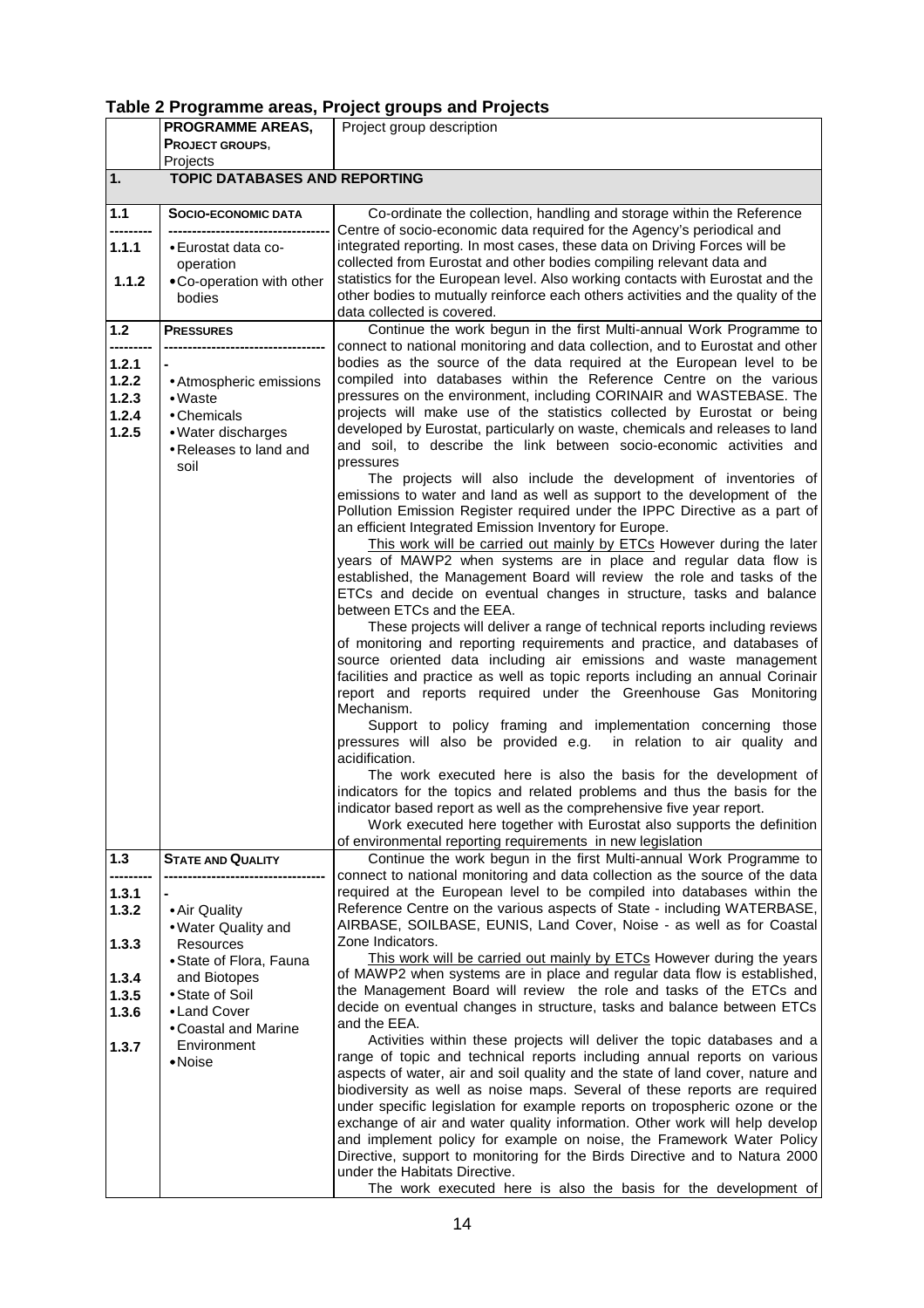**Table 2 Programme areas, Project groups and Projects**

| | PROGRAMME AREAS, PROJECT GROUPS, Projects | Project group description |
|---|---|---|
| **1.** | **TOPIC DATABASES AND REPORTING** | |
| **1.1**<br>1.1.1<br>1.1.2 | **SOCIO-ECONOMIC DATA**<br>• Eurostat data co-operation<br>• Co-operation with other bodies | Co-ordinate the collection, handling and storage within the Reference Centre of socio-economic data required for the Agency's periodical and integrated reporting. In most cases, these data on Driving Forces will be collected from Eurostat and other bodies compiling relevant data and statistics for the European level. Also working contacts with Eurostat and the other bodies to mutually reinforce each others activities and the quality of the data collected is covered. |
| **1.2**<br>1.2.1<br>1.2.2<br>1.2.3<br>1.2.4<br>1.2.5 | **PRESSURES**<br>-<br>• Atmospheric emissions<br>• Waste<br>• Chemicals<br>• Water discharges<br>• Releases to land and soil | Continue the work begun in the first Multi-annual Work Programme to connect to national monitoring and data collection, and to Eurostat and other bodies as the source of the data required at the European level to be compiled into databases within the Reference Centre on the various pressures on the environment, including CORINAIR and WASTEBASE. The projects will make use of the statistics collected by Eurostat or being developed by Eurostat, particularly on waste, chemicals and releases to land and soil, to describe the link between socio-economic activities and pressures<br>The projects will also include the development of inventories of emissions to water and land as well as support to the development of the Pollution Emission Register required under the IPPC Directive as a part of an efficient Integrated Emission Inventory for Europe.<br>This work will be carried out mainly by ETCs However during the later years of MAWP2 when systems are in place and regular data flow is established, the Management Board will review the role and tasks of the ETCs and decide on eventual changes in structure, tasks and balance between ETCs and the EEA.<br>These projects will deliver a range of technical reports including reviews of monitoring and reporting requirements and practice, and databases of source oriented data including air emissions and waste management facilities and practice as well as topic reports including an annual Corinair report and reports required under the Greenhouse Gas Monitoring Mechanism.<br>Support to policy framing and implementation concerning those pressures will also be provided e.g. in relation to air quality and acidification.<br>The work executed here is also the basis for the development of indicators for the topics and related problems and thus the basis for the indicator based report as well as the comprehensive five year report.<br>Work executed here together with Eurostat also supports the definition of environmental reporting requirements in new legislation |
| **1.3**<br>1.3.1<br>1.3.2<br>1.3.3<br>1.3.4<br>1.3.5<br>1.3.6<br>1.3.7 | **STATE AND QUALITY**<br>-<br>• Air Quality<br>• Water Quality and Resources<br>• State of Flora, Fauna and Biotopes<br>• State of Soil<br>• Land Cover<br>• Coastal and Marine Environment<br>• Noise | Continue the work begun in the first Multi-annual Work Programme to connect to national monitoring and data collection as the source of the data required at the European level to be compiled into databases within the Reference Centre on the various aspects of State - including WATERBASE, AIRBASE, SOILBASE, EUNIS, Land Cover, Noise - as well as for Coastal Zone Indicators.<br>This work will be carried out mainly by ETCs However during the years of MAWP2 when systems are in place and regular data flow is established, the Management Board will review the role and tasks of the ETCs and decide on eventual changes in structure, tasks and balance between ETCs and the EEA.<br>Activities within these projects will deliver the topic databases and a range of topic and technical reports including annual reports on various aspects of water, air and soil quality and the state of land cover, nature and biodiversity as well as noise maps. Several of these reports are required under specific legislation for example reports on tropospheric ozone or the exchange of air and water quality information. Other work will help develop and implement policy for example on noise, the Framework Water Policy Directive, support to monitoring for the Birds Directive and to Natura 2000 under the Habitats Directive.<br>The work executed here is also the basis for the development of |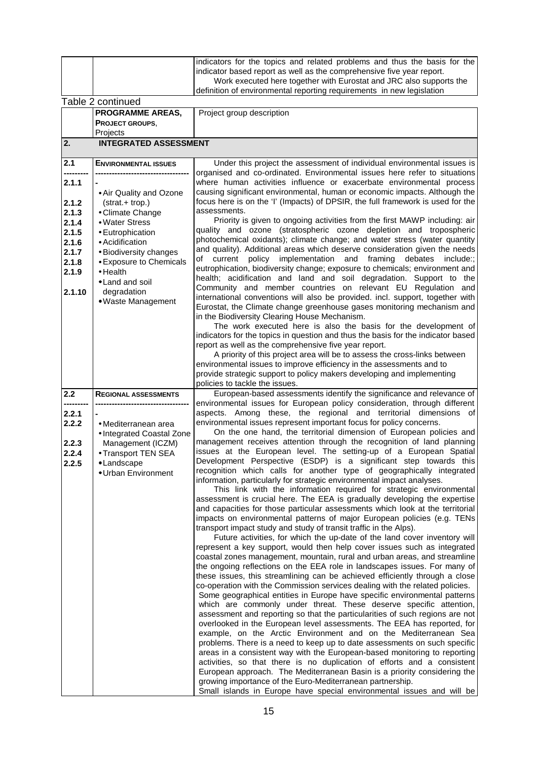| | | |
|---|---|---|
| | | indicators for the topics and related problems and thus the basis for the indicator based report as well as the comprehensive five year report. Work executed here together with Eurostat and JRC also supports the definition of environmental reporting requirements in new legislation |

Table 2 continued

| | **PROGRAMME AREAS, PROJECT GROUPS,** Projects | Project group description |
|---|---|---|
| **2.** | **INTEGRATED ASSESSMENT** | |
| **2.1**<br>---------<br>2.1.1<br><br>2.1.2<br>2.1.3<br>2.1.4<br>2.1.5<br>2.1.6<br>2.1.7<br>2.1.8<br>2.1.9<br><br>2.1.10 | **ENVIRONMENTAL ISSUES**<br>----------------------------------<br>-<br>• Air Quality and Ozone (strat.+ trop.)<br>• Climate Change<br>• Water Stress<br>• Eutrophication<br>• Acidification<br>• Biodiversity changes<br>• Exposure to Chemicals<br>• Health<br>• Land and soil degradation<br>• Waste Management | Under this project the assessment of individual environmental issues is organised and co-ordinated. Environmental issues here refer to situations where human activities influence or exacerbate environmental process causing significant environmental, human or economic impacts. Although the focus here is on the 'I' (Impacts) of DPSIR, the full framework is used for the assessments.<br>Priority is given to ongoing activities from the first MAWP including: air quality and ozone (stratospheric ozone depletion and tropospheric photochemical oxidants); climate change; and water stress (water quantity and quality). Additional areas which deserve consideration given the needs of current policy implementation and framing debates include:; eutrophication, biodiversity change; exposure to chemicals; environment and health; acidification and land and soil degradation. Support to the Community and member countries on relevant EU Regulation and international conventions will also be provided. incl. support, together with Eurostat, the Climate change greenhouse gases monitoring mechanism and in the Biodiversity Clearing House Mechanism.<br>The work executed here is also the basis for the development of indicators for the topics in question and thus the basis for the indicator based report as well as the comprehensive five year report.<br>A priority of this project area will be to assess the cross-links between environmental issues to improve efficiency in the assessments and to provide strategic support to policy makers developing and implementing policies to tackle the issues. |
| **2.2**<br>---------<br>2.2.1<br>2.2.2<br><br>2.2.3<br>2.2.4<br>2.2.5 | **REGIONAL ASSESSMENTS**<br>----------------------------------<br>-<br>• Mediterranean area<br>• Integrated Coastal Zone Management (ICZM)<br>• Transport TEN SEA<br>• Landscape<br>• Urban Environment | European-based assessments identify the significance and relevance of environmental issues for European policy consideration, through different aspects. Among these, the regional and territorial dimensions of environmental issues represent important focus for policy concerns.<br>On the one hand, the territorial dimension of European policies and management receives attention through the recognition of land planning issues at the European level. The setting-up of a European Spatial Development Perspective (ESDP) is a significant step towards this recognition which calls for another type of geographically integrated information, particularly for strategic environmental impact analyses.<br>This link with the information required for strategic environmental assessment is crucial here. The EEA is gradually developing the expertise and capacities for those particular assessments which look at the territorial impacts on environmental patterns of major European policies (e.g. TENs transport impact study and study of transit traffic in the Alps).<br>Future activities, for which the up-date of the land cover inventory will represent a key support, would then help cover issues such as integrated coastal zones management, mountain, rural and urban areas, and streamline the ongoing reflections on the EEA role in landscapes issues. For many of these issues, this streamlining can be achieved efficiently through a close co-operation with the Commission services dealing with the related policies.<br>Some geographical entities in Europe have specific environmental patterns which are commonly under threat. These deserve specific attention, assessment and reporting so that the particularities of such regions are not overlooked in the European level assessments. The EEA has reported, for example, on the Arctic Environment and on the Mediterranean Sea problems. There is a need to keep up to date assessments on such specific areas in a consistent way with the European-based monitoring to reporting activities, so that there is no duplication of efforts and a consistent European approach. The Mediterranean Basin is a priority considering the growing importance of the Euro-Mediterranean partnership.<br>Small islands in Europe have special environmental issues and will be |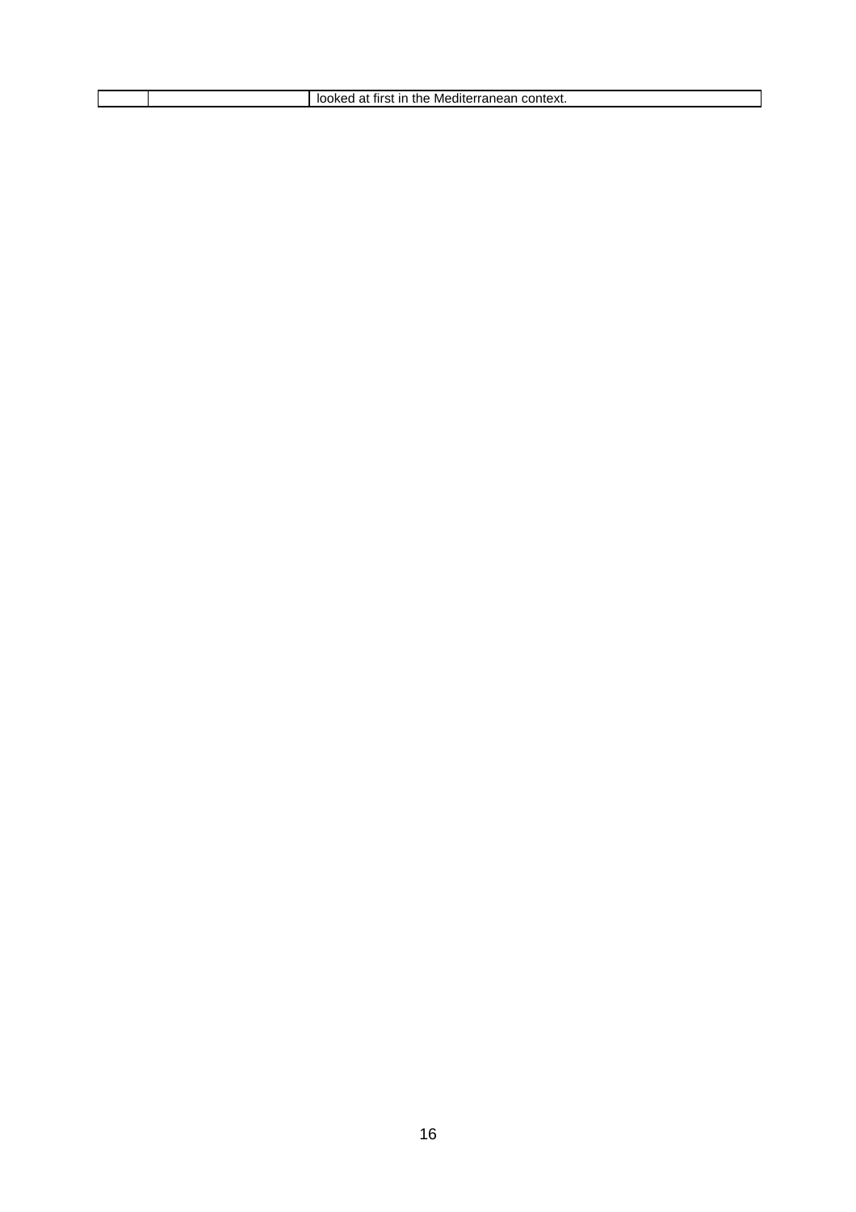|  |  | looked at first in the Mediterranean context. |
|---|---|---|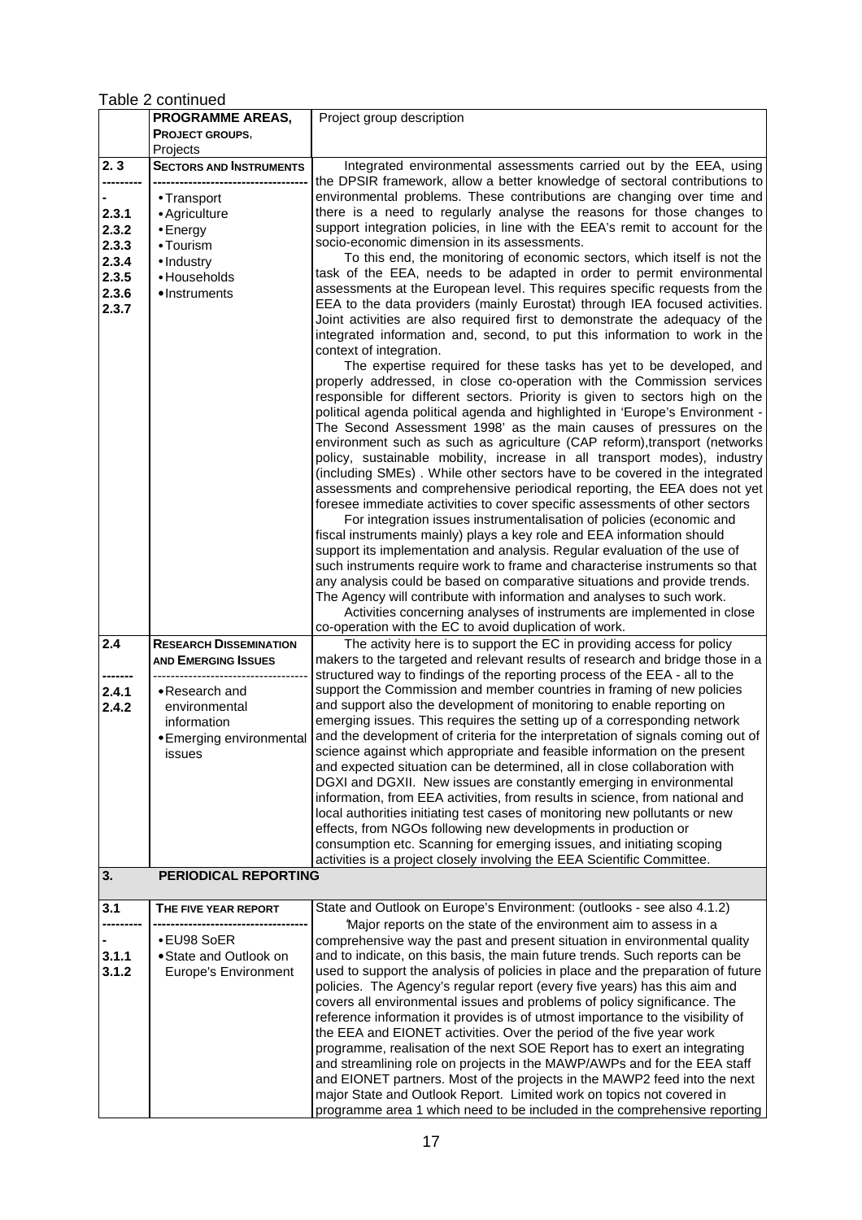Table 2 continued

| | PROGRAMME AREAS, PROJECT GROUPS, Projects | Project group description |
|---|---|---|
| 2. 3<br>---------<br>-<br>2.3.1<br>2.3.2<br>2.3.3<br>2.3.4<br>2.3.5<br>2.3.6<br>2.3.7 | **SECTORS AND INSTRUMENTS**<br>----------------------------------<br>• Transport<br>• Agriculture<br>• Energy<br>• Tourism<br>• Industry<br>• Households<br>• Instruments | Integrated environmental assessments carried out by the EEA, using the DPSIR framework, allow a better knowledge of sectoral contributions to environmental problems. These contributions are changing over time and there is a need to regularly analyse the reasons for those changes to support integration policies, in line with the EEA's remit to account for the socio-economic dimension in its assessments.<br>To this end, the monitoring of economic sectors, which itself is not the task of the EEA, needs to be adapted in order to permit environmental assessments at the European level. This requires specific requests from the EEA to the data providers (mainly Eurostat) through IEA focused activities. Joint activities are also required first to demonstrate the adequacy of the integrated information and, second, to put this information to work in the context of integration.<br>The expertise required for these tasks has yet to be developed, and properly addressed, in close co-operation with the Commission services responsible for different sectors. Priority is given to sectors high on the political agenda political agenda and highlighted in 'Europe's Environment - The Second Assessment 1998' as the main causes of pressures on the environment such as such as agriculture (CAP reform),transport (networks policy, sustainable mobility, increase in all transport modes), industry (including SMEs) . While other sectors have to be covered in the integrated assessments and comprehensive periodical reporting, the EEA does not yet foresee immediate activities to cover specific assessments of other sectors<br>For integration issues instrumentalisation of policies (economic and fiscal instruments mainly) plays a key role and EEA information should support its implementation and analysis. Regular evaluation of the use of such instruments require work to frame and characterise instruments so that any analysis could be based on comparative situations and provide trends. The Agency will contribute with information and analyses to such work.<br>Activities concerning analyses of instruments are implemented in close co-operation with the EC to avoid duplication of work. |
| 2.4<br>-------<br>2.4.1<br>2.4.2 | **RESEARCH DISSEMINATION AND EMERGING ISSUES**<br>----------------------------------<br>• Research and environmental information<br>• Emerging environmental issues | The activity here is to support the EC in providing access for policy makers to the targeted and relevant results of research and bridge those in a structured way to findings of the reporting process of the EEA - all to the support the Commission and member countries in framing of new policies and support also the development of monitoring to enable reporting on emerging issues. This requires the setting up of a corresponding network and the development of criteria for the interpretation of signals coming out of science against which appropriate and feasible information on the present and expected situation can be determined, all in close collaboration with DGXI and DGXII. New issues are constantly emerging in environmental information, from EEA activities, from results in science, from national and local authorities initiating test cases of monitoring new pollutants or new effects, from NGOs following new developments in production or consumption etc. Scanning for emerging issues, and initiating scoping activities is a project closely involving the EEA Scientific Committee. |
| **3.** | **PERIODICAL REPORTING** | |
| 3.1<br>---------<br>-<br>3.1.1<br>3.1.2 | **THE FIVE YEAR REPORT**<br>----------------------------------<br>• EU98 SoER<br>• State and Outlook on Europe's Environment | State and Outlook on Europe's Environment: (outlooks - see also 4.1.2)<br>'Major reports on the state of the environment aim to assess in a comprehensive way the past and present situation in environmental quality and to indicate, on this basis, the main future trends. Such reports can be used to support the analysis of policies in place and the preparation of future policies. The Agency's regular report (every five years) has this aim and covers all environmental issues and problems of policy significance. The reference information it provides is of utmost importance to the visibility of the EEA and EIONET activities. Over the period of the five year work programme, realisation of the next SOE Report has to exert an integrating and streamlining role on projects in the MAWP/AWPs and for the EEA staff and EIONET partners. Most of the projects in the MAWP2 feed into the next major State and Outlook Report. Limited work on topics not covered in programme area 1 which need to be included in the comprehensive reporting |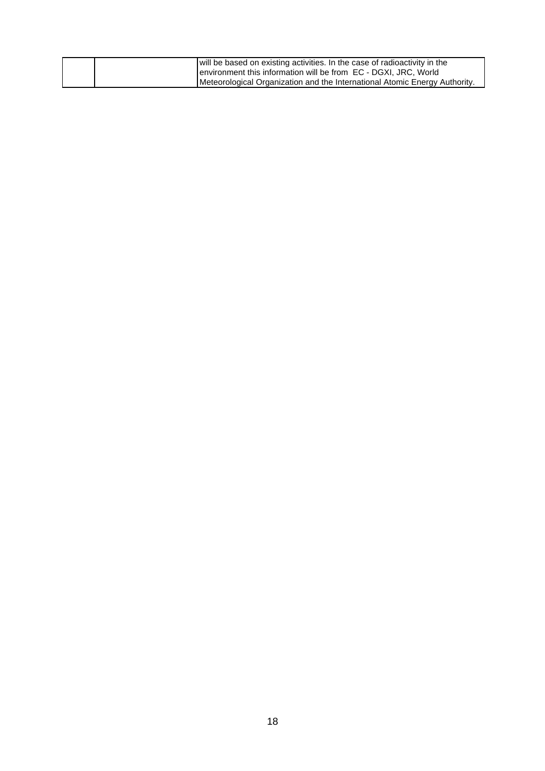| | | |
|---|---|---|
| | | will be based on existing activities. In the case of radioactivity in the environment this information will be from EC - DGXI, JRC, World Meteorological Organization and the International Atomic Energy Authority. |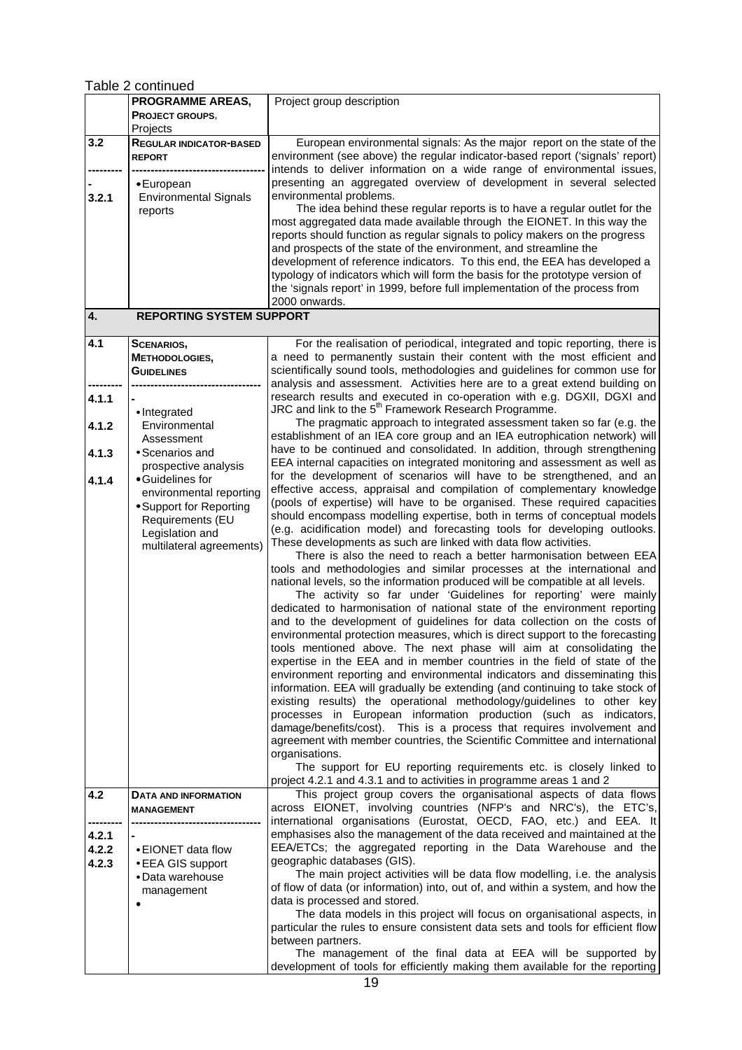Table 2 continued

| | PROGRAMME AREAS, PROJECT GROUPS, Projects | Project group description |
|---|---|---|
| 3.2<br>---------<br>-<br>3.2.1 | **REGULAR INDICATOR-BASED REPORT**<br>----------------------------------<br>• European Environmental Signals reports | European environmental signals: As the major report on the state of the environment (see above) the regular indicator-based report ('signals' report) intends to deliver information on a wide range of environmental issues, presenting an aggregated overview of development in several selected environmental problems.<br>The idea behind these regular reports is to have a regular outlet for the most aggregated data made available through the EIONET. In this way the reports should function as regular signals to policy makers on the progress and prospects of the state of the environment, and streamline the development of reference indicators. To this end, the EEA has developed a typology of indicators which will form the basis for the prototype version of the 'signals report' in 1999, before full implementation of the process from 2000 onwards. |
| **4.** | **REPORTING SYSTEM SUPPORT** | |
| 4.1<br>---------<br>4.1.1<br>4.1.2<br>4.1.3<br>4.1.4 | **SCENARIOS, METHODOLOGIES, GUIDELINES**<br>----------------------------------<br>-<br>• Integrated Environmental Assessment<br>• Scenarios and prospective analysis<br>• Guidelines for environmental reporting<br>• Support for Reporting Requirements (EU Legislation and multilateral agreements) | For the realisation of periodical, integrated and topic reporting, there is a need to permanently sustain their content with the most efficient and scientifically sound tools, methodologies and guidelines for common use for analysis and assessment. Activities here are to a great extend building on research results and executed in co-operation with e.g. DGXII, DGXI and JRC and link to the 5th Framework Research Programme.<br>The pragmatic approach to integrated assessment taken so far (e.g. the establishment of an IEA core group and an IEA eutrophication network) will have to be continued and consolidated. In addition, through strengthening EEA internal capacities on integrated monitoring and assessment as well as for the development of scenarios will have to be strengthened, and an effective access, appraisal and compilation of complementary knowledge (pools of expertise) will have to be organised. These required capacities should encompass modelling expertise, both in terms of conceptual models (e.g. acidification model) and forecasting tools for developing outlooks. These developments as such are linked with data flow activities.<br>There is also the need to reach a better harmonisation between EEA tools and methodologies and similar processes at the international and national levels, so the information produced will be compatible at all levels.<br>The activity so far under 'Guidelines for reporting' were mainly dedicated to harmonisation of national state of the environment reporting and to the development of guidelines for data collection on the costs of environmental protection measures, which is direct support to the forecasting tools mentioned above. The next phase will aim at consolidating the expertise in the EEA and in member countries in the field of state of the environment reporting and environmental indicators and disseminating this information. EEA will gradually be extending (and continuing to take stock of existing results) the operational methodology/guidelines to other key processes in European information production (such as indicators, damage/benefits/cost). This is a process that requires involvement and agreement with member countries, the Scientific Committee and international organisations.<br>The support for EU reporting requirements etc. is closely linked to project 4.2.1 and 4.3.1 and to activities in programme areas 1 and 2 |
| 4.2<br>---------<br>4.2.1<br>4.2.2<br>4.2.3 | **DATA AND INFORMATION MANAGEMENT**<br>----------------------------------<br>-<br>• EIONET data flow<br>• EEA GIS support<br>• Data warehouse management<br>• | This project group covers the organisational aspects of data flows across EIONET, involving countries (NFP's and NRC's), the ETC's, international organisations (Eurostat, OECD, FAO, etc.) and EEA. It emphasises also the management of the data received and maintained at the EEA/ETCs; the aggregated reporting in the Data Warehouse and the geographic databases (GIS).<br>The main project activities will be data flow modelling, i.e. the analysis of flow of data (or information) into, out of, and within a system, and how the data is processed and stored.<br>The data models in this project will focus on organisational aspects, in particular the rules to ensure consistent data sets and tools for efficient flow between partners.<br>The management of the final data at EEA will be supported by development of tools for efficiently making them available for the reporting |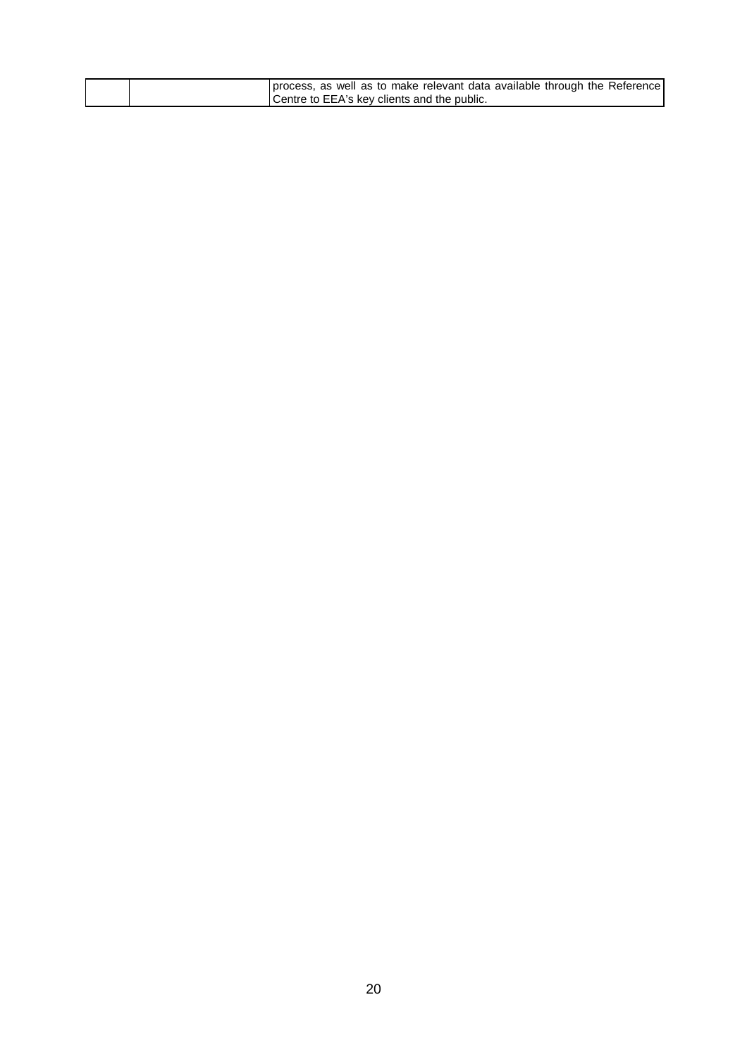|  |  |  |
|---|---|---|
|  |  | process, as well as to make relevant data available through the Reference Centre to EEA's key clients and the public. |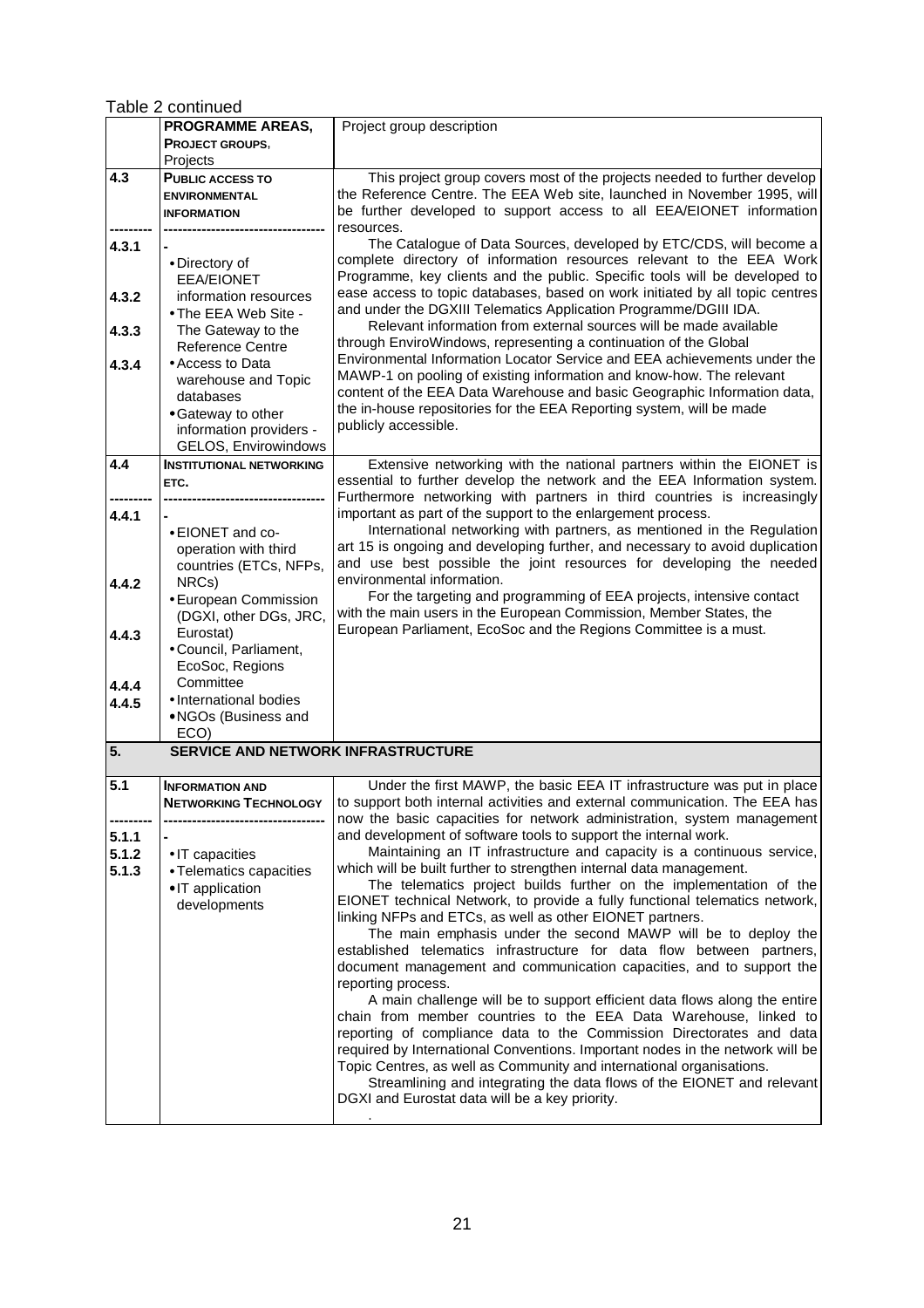Table 2 continued

| | PROGRAMME AREAS, PROJECT GROUPS, Projects | Project group description |
|---|---|---|
| 4.3<br>---------<br>4.3.1<br><br>4.3.2<br><br>4.3.3<br><br>4.3.4 | **PUBLIC ACCESS TO ENVIRONMENTAL INFORMATION**<br>----------------------------------<br>-<br>• Directory of EEA/EIONET information resources<br>• The EEA Web Site - The Gateway to the Reference Centre<br>• Access to Data warehouse and Topic databases<br>• Gateway to other information providers - GELOS, Envirowindows | This project group covers most of the projects needed to further develop the Reference Centre. The EEA Web site, launched in November 1995, will be further developed to support access to all EEA/EIONET information resources.<br>The Catalogue of Data Sources, developed by ETC/CDS, will become a complete directory of information resources relevant to the EEA Work Programme, key clients and the public. Specific tools will be developed to ease access to topic databases, based on work initiated by all topic centres and under the DGXIII Telematics Application Programme/DGIII IDA.<br>Relevant information from external sources will be made available through EnviroWindows, representing a continuation of the Global Environmental Information Locator Service and EEA achievements under the MAWP-1 on pooling of existing information and know-how. The relevant content of the EEA Data Warehouse and basic Geographic Information data, the in-house repositories for the EEA Reporting system, will be made publicly accessible. |
| 4.4<br>---------<br>4.4.1<br><br>4.4.2<br><br>4.4.3<br><br>4.4.4<br>4.4.5 | **INSTITUTIONAL NETWORKING ETC.**<br>----------------------------------<br>-<br>• EIONET and co-operation with third countries (ETCs, NFPs, NRCs)<br>• European Commission (DGXI, other DGs, JRC, Eurostat)<br>• Council, Parliament, EcoSoc, Regions Committee<br>• International bodies<br>• NGOs (Business and ECO) | Extensive networking with the national partners within the EIONET is essential to further develop the network and the EEA Information system. Furthermore networking with partners in third countries is increasingly important as part of the support to the enlargement process.<br>International networking with partners, as mentioned in the Regulation art 15 is ongoing and developing further, and necessary to avoid duplication and use best possible the joint resources for developing the needed environmental information.<br>For the targeting and programming of EEA projects, intensive contact with the main users in the European Commission, Member States, the European Parliament, EcoSoc and the Regions Committee is a must. |
| **5.** | **SERVICE AND NETWORK INFRASTRUCTURE** | |
| 5.1<br>---------<br>5.1.1<br>5.1.2<br>5.1.3 | **INFORMATION AND NETWORKING TECHNOLOGY**<br>----------------------------------<br>-<br>• IT capacities<br>• Telematics capacities<br>• IT application developments | Under the first MAWP, the basic EEA IT infrastructure was put in place to support both internal activities and external communication. The EEA has now the basic capacities for network administration, system management and development of software tools to support the internal work.<br>Maintaining an IT infrastructure and capacity is a continuous service, which will be built further to strengthen internal data management.<br>The telematics project builds further on the implementation of the EIONET technical Network, to provide a fully functional telematics network, linking NFPs and ETCs, as well as other EIONET partners.<br>The main emphasis under the second MAWP will be to deploy the established telematics infrastructure for data flow between partners, document management and communication capacities, and to support the reporting process.<br>A main challenge will be to support efficient data flows along the entire chain from member countries to the EEA Data Warehouse, linked to reporting of compliance data to the Commission Directorates and data required by International Conventions. Important nodes in the network will be Topic Centres, as well as Community and international organisations.<br>Streamlining and integrating the data flows of the EIONET and relevant DGXI and Eurostat data will be a key priority. |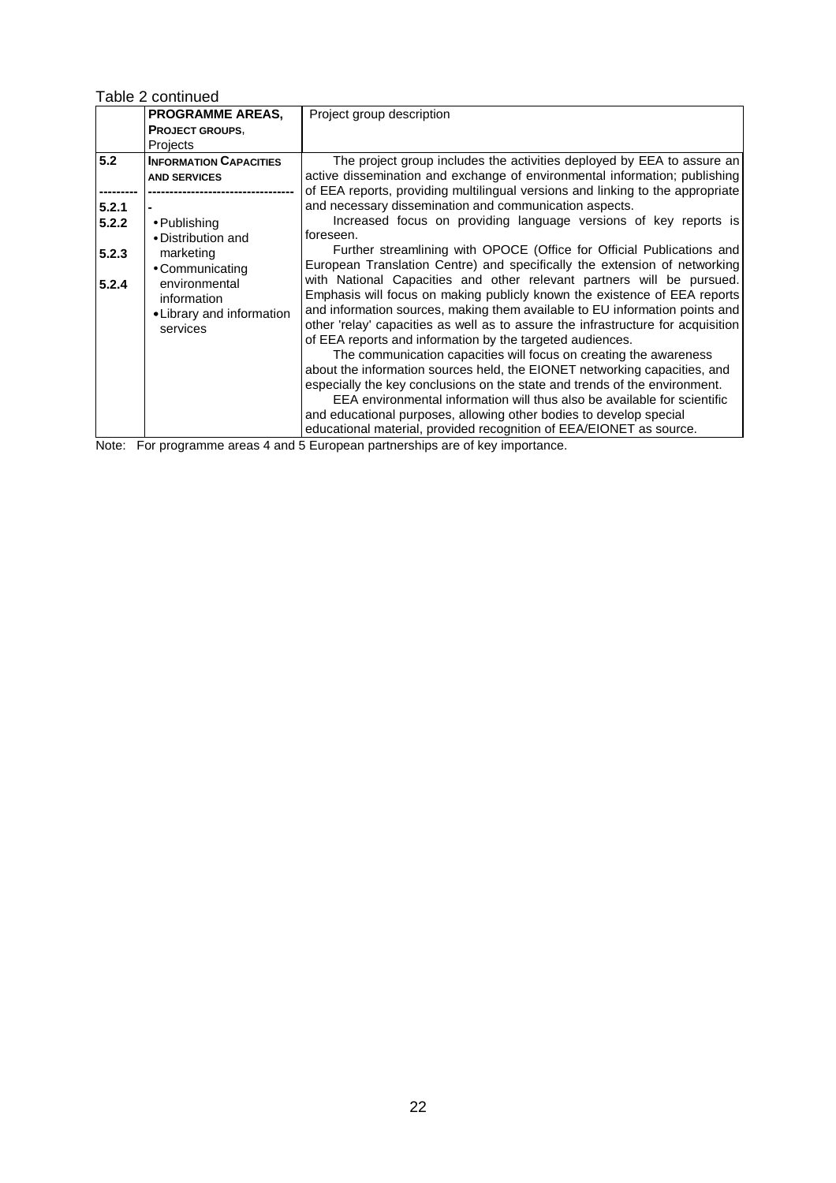Table 2 continued

| | **PROGRAMME AREAS,**<br>**PROJECT GROUPS,**<br>Projects | Project group description |
|---|---|---|
| **5.2**<br>---------<br>**5.2.1**<br>**5.2.2**<br>**5.2.3**<br>**5.2.4** | **INFORMATION CAPACITIES AND SERVICES**<br>----------------------------------<br>-<br>• Publishing<br>• Distribution and marketing<br>• Communicating environmental information<br>• Library and information services | The project group includes the activities deployed by EEA to assure an active dissemination and exchange of environmental information; publishing of EEA reports, providing multilingual versions and linking to the appropriate and necessary dissemination and communication aspects.<br>Increased focus on providing language versions of key reports is foreseen.<br>Further streamlining with OPOCE (Office for Official Publications and European Translation Centre) and specifically the extension of networking with National Capacities and other relevant partners will be pursued. Emphasis will focus on making publicly known the existence of EEA reports and information sources, making them available to EU information points and other 'relay' capacities as well as to assure the infrastructure for acquisition of EEA reports and information by the targeted audiences.<br>The communication capacities will focus on creating the awareness about the information sources held, the EIONET networking capacities, and especially the key conclusions on the state and trends of the environment.<br>EEA environmental information will thus also be available for scientific and educational purposes, allowing other bodies to develop special educational material, provided recognition of EEA/EIONET as source. |

Note: For programme areas 4 and 5 European partnerships are of key importance.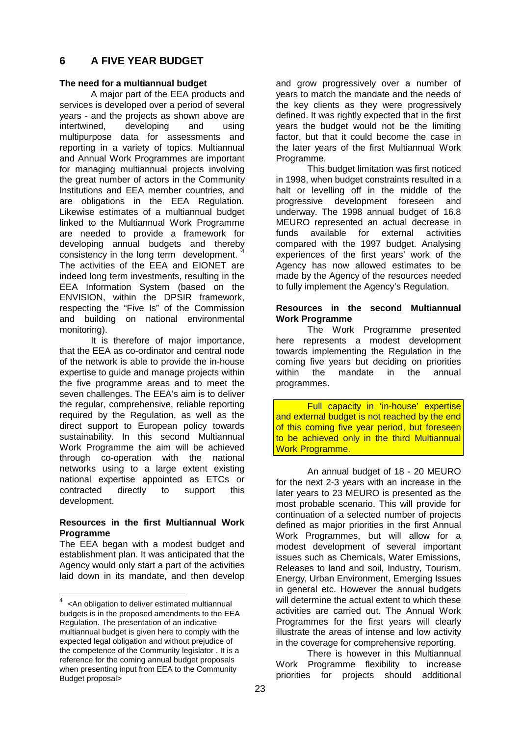# 6 A FIVE YEAR BUDGET

**The need for a multiannual budget**

A major part of the EEA products and services is developed over a period of several years - and the projects as shown above are intertwined, developing and using multipurpose data for assessments and reporting in a variety of topics. Multiannual and Annual Work Programmes are important for managing multiannual projects involving the great number of actors in the Community Institutions and EEA member countries, and are obligations in the EEA Regulation. Likewise estimates of a multiannual budget linked to the Multiannual Work Programme are needed to provide a framework for developing annual budgets and thereby consistency in the long term development. [4] The activities of the EEA and EIONET are indeed long term investments, resulting in the EEA Information System (based on the ENVISION, within the DPSIR framework, respecting the "Five Is" of the Commission and building on national environmental monitoring).

It is therefore of major importance, that the EEA as co-ordinator and central node of the network is able to provide the in-house expertise to guide and manage projects within the five programme areas and to meet the seven challenges. The EEA's aim is to deliver the regular, comprehensive, reliable reporting required by the Regulation, as well as the direct support to European policy towards sustainability. In this second Multiannual Work Programme the aim will be achieved through co-operation with the national networks using to a large extent existing national expertise appointed as ETCs or contracted directly to support this development.

**Resources in the first Multiannual Work Programme**

The EEA began with a modest budget and establishment plan. It was anticipated that the Agency would only start a part of the activities laid down in its mandate, and then develop and grow progressively over a number of years to match the mandate and the needs of the key clients as they were progressively defined. It was rightly expected that in the first years the budget would not be the limiting factor, but that it could become the case in the later years of the first Multiannual Work Programme.

This budget limitation was first noticed in 1998, when budget constraints resulted in a halt or levelling off in the middle of the progressive development foreseen and underway. The 1998 annual budget of 16.8 MEURO represented an actual decrease in funds available for external activities compared with the 1997 budget. Analysing experiences of the first years' work of the Agency has now allowed estimates to be made by the Agency of the resources needed to fully implement the Agency's Regulation.

**Resources in the second Multiannual Work Programme**

The Work Programme presented here represents a modest development towards implementing the Regulation in the coming five years but deciding on priorities within the mandate in the annual programmes.

Full capacity in 'in-house' expertise and external budget is not reached by the end of this coming five year period, but foreseen to be achieved only in the third Multiannual Work Programme.

An annual budget of 18 - 20 MEURO for the next 2-3 years with an increase in the later years to 23 MEURO is presented as the most probable scenario. This will provide for continuation of a selected number of projects defined as major priorities in the first Annual Work Programmes, but will allow for a modest development of several important issues such as Chemicals, Water Emissions, Releases to land and soil, Industry, Tourism, Energy, Urban Environment, Emerging Issues in general etc. However the annual budgets will determine the actual extent to which these activities are carried out. The Annual Work Programmes for the first years will clearly illustrate the areas of intense and low activity in the coverage for comprehensive reporting.

There is however in this Multiannual Work Programme flexibility to increase priorities for projects should additional

---

[4] <An obligation to deliver estimated multiannual budgets is in the proposed amendments to the EEA Regulation. The presentation of an indicative multiannual budget is given here to comply with the expected legal obligation and without prejudice of the competence of the Community legislator . It is a reference for the coming annual budget proposals when presenting input from EEA to the Community Budget proposal>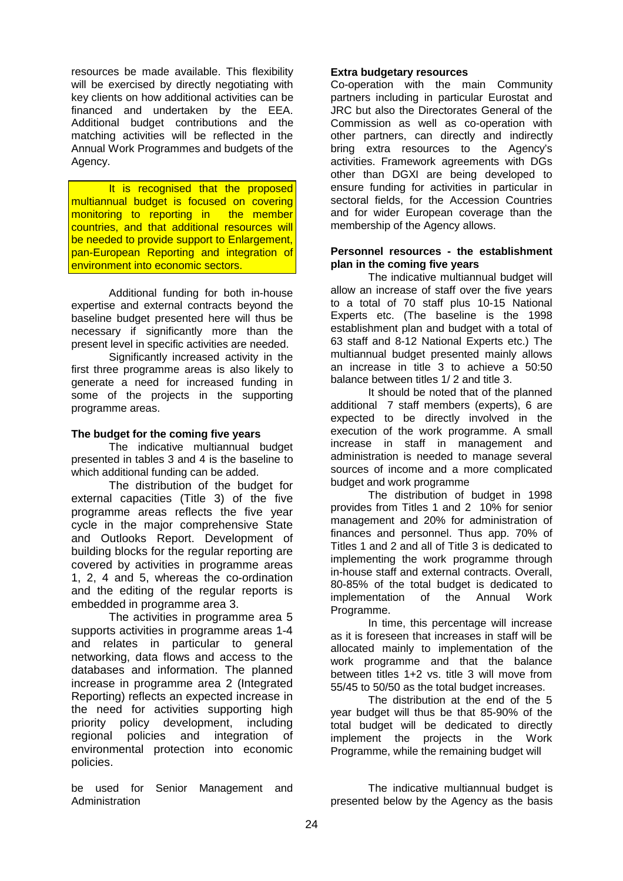resources be made available. This flexibility will be exercised by directly negotiating with key clients on how additional activities can be financed and undertaken by the EEA. Additional budget contributions and the matching activities will be reflected in the Annual Work Programmes and budgets of the Agency.

It is recognised that the proposed multiannual budget is focused on covering monitoring to reporting in the member countries, and that additional resources will be needed to provide support to Enlargement, pan-European Reporting and integration of environment into economic sectors.

Additional funding for both in-house expertise and external contracts beyond the baseline budget presented here will thus be necessary if significantly more than the present level in specific activities are needed.

Significantly increased activity in the first three programme areas is also likely to generate a need for increased funding in some of the projects in the supporting programme areas.

**The budget for the coming five years**

The indicative multiannual budget presented in tables 3 and 4 is the baseline to which additional funding can be added.

The distribution of the budget for external capacities (Title 3) of the five programme areas reflects the five year cycle in the major comprehensive State and Outlooks Report. Development of building blocks for the regular reporting are covered by activities in programme areas 1, 2, 4 and 5, whereas the co-ordination and the editing of the regular reports is embedded in programme area 3.

The activities in programme area 5 supports activities in programme areas 1-4 and relates in particular to general networking, data flows and access to the databases and information. The planned increase in programme area 2 (Integrated Reporting) reflects an expected increase in the need for activities supporting high priority policy development, including regional policies and integration of environmental protection into economic policies.

**Extra budgetary resources**

Co-operation with the main Community partners including in particular Eurostat and JRC but also the Directorates General of the Commission as well as co-operation with other partners, can directly and indirectly bring extra resources to the Agency's activities. Framework agreements with DGs other than DGXI are being developed to ensure funding for activities in particular in sectoral fields, for the Accession Countries and for wider European coverage than the membership of the Agency allows.

**Personnel resources - the establishment plan in the coming five years**

The indicative multiannual budget will allow an increase of staff over the five years to a total of 70 staff plus 10-15 National Experts etc. (The baseline is the 1998 establishment plan and budget with a total of 63 staff and 8-12 National Experts etc.) The multiannual budget presented mainly allows an increase in title 3 to achieve a 50:50 balance between titles 1/ 2 and title 3.

It should be noted that of the planned additional 7 staff members (experts), 6 are expected to be directly involved in the execution of the work programme. A small increase in staff in management and administration is needed to manage several sources of income and a more complicated budget and work programme

The distribution of budget in 1998 provides from Titles 1 and 2 10% for senior management and 20% for administration of finances and personnel. Thus app. 70% of Titles 1 and 2 and all of Title 3 is dedicated to implementing the work programme through in-house staff and external contracts. Overall, 80-85% of the total budget is dedicated to implementation of the Annual Work Programme.

In time, this percentage will increase as it is foreseen that increases in staff will be allocated mainly to implementation of the work programme and that the balance between titles 1+2 vs. title 3 will move from 55/45 to 50/50 as the total budget increases.

The distribution at the end of the 5 year budget will thus be that 85-90% of the total budget will be dedicated to directly implement the projects in the Work Programme, while the remaining budget will be used for Senior Management and Administration

The indicative multiannual budget is presented below by the Agency as the basis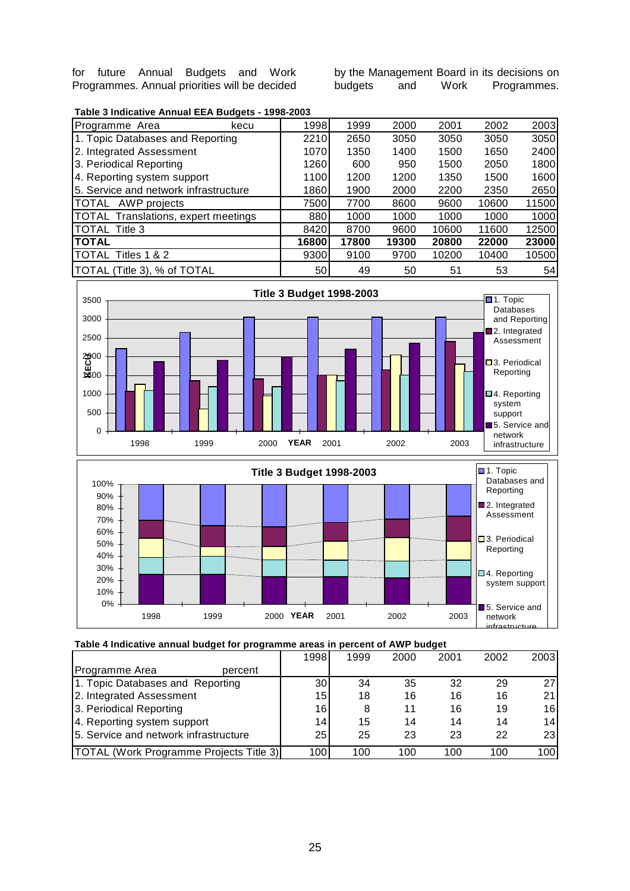for future Annual Budgets and Work Programmes. Annual priorities will be decided by the Management Board in its decisions on budgets and Work Programmes.

**Table 3 Indicative Annual EEA Budgets - 1998-2003**

| Programme Area kecu | 1998 | 1999 | 2000 | 2001 | 2002 | 2003 |
|---|---|---|---|---|---|---|
| 1. Topic Databases and Reporting | 2210 | 2650 | 3050 | 3050 | 3050 | 3050 |
| 2. Integrated Assessment | 1070 | 1350 | 1400 | 1500 | 1650 | 2400 |
| 3. Periodical Reporting | 1260 | 600 | 950 | 1500 | 2050 | 1800 |
| 4. Reporting system support | 1100 | 1200 | 1200 | 1350 | 1500 | 1600 |
| 5. Service and network infrastructure | 1860 | 1900 | 2000 | 2200 | 2350 | 2650 |
| TOTAL AWP projects | 7500 | 7700 | 8600 | 9600 | 10600 | 11500 |
| TOTAL Translations, expert meetings | 880 | 1000 | 1000 | 1000 | 1000 | 1000 |
| TOTAL Title 3 | 8420 | 8700 | 9600 | 10600 | 11600 | 12500 |
| **TOTAL** | **16800** | **17800** | **19300** | **20800** | **22000** | **23000** |
| TOTAL Titles 1 & 2 | 9300 | 9100 | 9700 | 10200 | 10400 | 10500 |
| TOTAL (Title 3), % of TOTAL | 50 | 49 | 50 | 51 | 53 | 54 |

**Table 4 Indicative annual budget for programme areas in percent of AWP budget**

| Programme Area percent | 1998 | 1999 | 2000 | 2001 | 2002 | 2003 |
|---|---|---|---|---|---|---|
| 1. Topic Databases and Reporting | 30 | 34 | 35 | 32 | 29 | 27 |
| 2. Integrated Assessment | 15 | 18 | 16 | 16 | 16 | 21 |
| 3. Periodical Reporting | 16 | 8 | 11 | 16 | 19 | 16 |
| 4. Reporting system support | 14 | 15 | 14 | 14 | 14 | 14 |
| 5. Service and network infrastructure | 25 | 25 | 23 | 23 | 22 | 23 |
| TOTAL (Work Programme Projects Title 3) | 100 | 100 | 100 | 100 | 100 | 100 |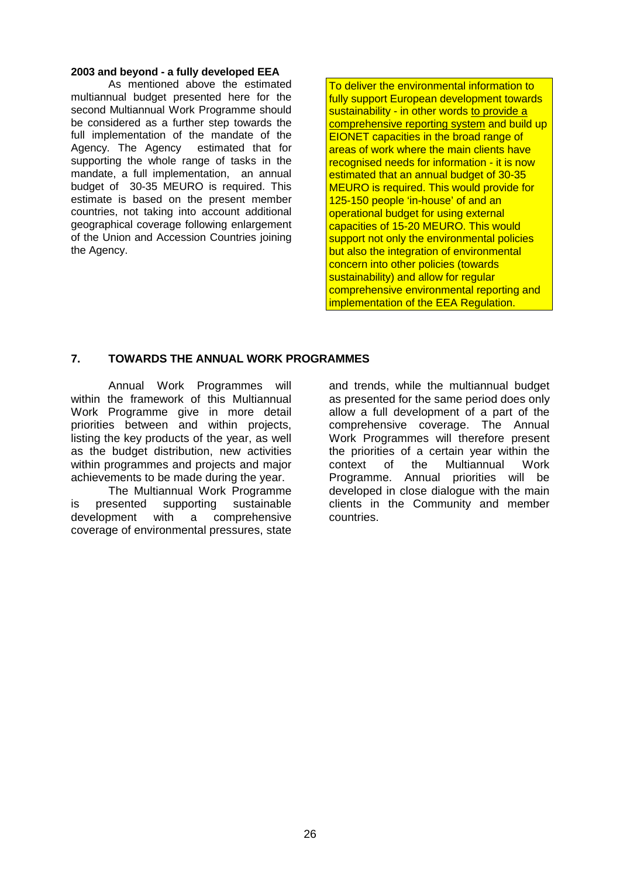**2003 and beyond - a fully developed EEA**

As mentioned above the estimated multiannual budget presented here for the second Multiannual Work Programme should be considered as a further step towards the full implementation of the mandate of the Agency. The Agency estimated that for supporting the whole range of tasks in the mandate, a full implementation, an annual budget of 30-35 MEURO is required. This estimate is based on the present member countries, not taking into account additional geographical coverage following enlargement of the Union and Accession Countries joining the Agency.

To deliver the environmental information to fully support European development towards sustainability - in other words <u>to provide a comprehensive reporting system</u> and build up EIONET capacities in the broad range of areas of work where the main clients have recognised needs for information - it is now estimated that an annual budget of 30-35 MEURO is required. This would provide for 125-150 people 'in-house' of and an operational budget for using external capacities of 15-20 MEURO. This would support not only the environmental policies but also the integration of environmental concern into other policies (towards sustainability) and allow for regular comprehensive environmental reporting and implementation of the EEA Regulation.

## 7. TOWARDS THE ANNUAL WORK PROGRAMMES

Annual Work Programmes will within the framework of this Multiannual Work Programme give in more detail priorities between and within projects, listing the key products of the year, as well as the budget distribution, new activities within programmes and projects and major achievements to be made during the year.

The Multiannual Work Programme is presented supporting sustainable development with a comprehensive coverage of environmental pressures, state and trends, while the multiannual budget as presented for the same period does only allow a full development of a part of the comprehensive coverage. The Annual Work Programmes will therefore present the priorities of a certain year within the context of the Multiannual Work Programme. Annual priorities will be developed in close dialogue with the main clients in the Community and member countries.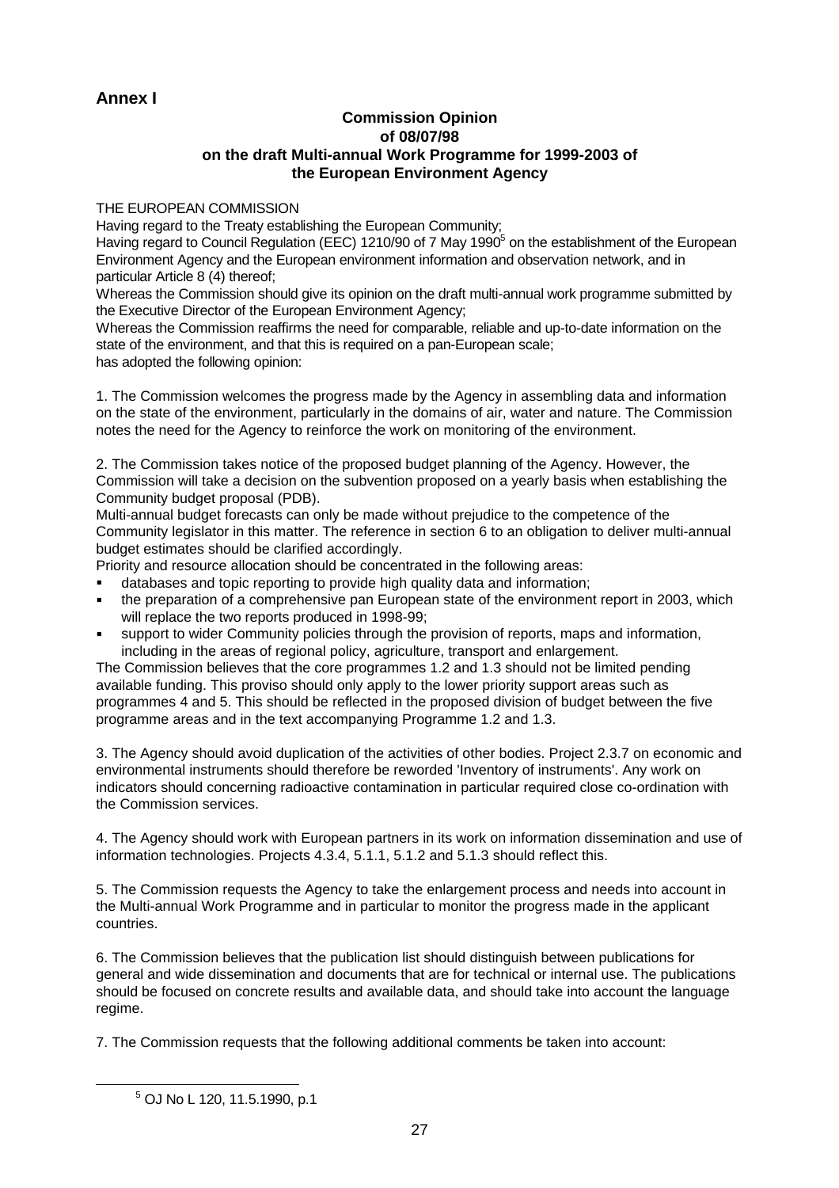## Annex I

**Commission Opinion**
**of 08/07/98**
**on the draft Multi-annual Work Programme for 1999-2003 of the European Environment Agency**

THE EUROPEAN COMMISSION

Having regard to the Treaty establishing the European Community;

Having regard to Council Regulation (EEC) 1210/90 of 7 May 1990[5] on the establishment of the European Environment Agency and the European environment information and observation network, and in particular Article 8 (4) thereof;

Whereas the Commission should give its opinion on the draft multi-annual work programme submitted by the Executive Director of the European Environment Agency;

Whereas the Commission reaffirms the need for comparable, reliable and up-to-date information on the state of the environment, and that this is required on a pan-European scale;

has adopted the following opinion:

1. The Commission welcomes the progress made by the Agency in assembling data and information on the state of the environment, particularly in the domains of air, water and nature. The Commission notes the need for the Agency to reinforce the work on monitoring of the environment.

2. The Commission takes notice of the proposed budget planning of the Agency. However, the Commission will take a decision on the subvention proposed on a yearly basis when establishing the Community budget proposal (PDB).

Multi-annual budget forecasts can only be made without prejudice to the competence of the Community legislator in this matter. The reference in section 6 to an obligation to deliver multi-annual budget estimates should be clarified accordingly.

Priority and resource allocation should be concentrated in the following areas:

- databases and topic reporting to provide high quality data and information;
- the preparation of a comprehensive pan European state of the environment report in 2003, which will replace the two reports produced in 1998-99;
- support to wider Community policies through the provision of reports, maps and information, including in the areas of regional policy, agriculture, transport and enlargement.

The Commission believes that the core programmes 1.2 and 1.3 should not be limited pending available funding. This proviso should only apply to the lower priority support areas such as programmes 4 and 5. This should be reflected in the proposed division of budget between the five programme areas and in the text accompanying Programme 1.2 and 1.3.

3. The Agency should avoid duplication of the activities of other bodies. Project 2.3.7 on economic and environmental instruments should therefore be reworded 'Inventory of instruments'. Any work on indicators should concerning radioactive contamination in particular required close co-ordination with the Commission services.

4. The Agency should work with European partners in its work on information dissemination and use of information technologies. Projects 4.3.4, 5.1.1, 5.1.2 and 5.1.3 should reflect this.

5. The Commission requests the Agency to take the enlargement process and needs into account in the Multi-annual Work Programme and in particular to monitor the progress made in the applicant countries.

6. The Commission believes that the publication list should distinguish between publications for general and wide dissemination and documents that are for technical or internal use. The publications should be focused on concrete results and available data, and should take into account the language regime.

7. The Commission requests that the following additional comments be taken into account:

---

[5] OJ No L 120, 11.5.1990, p.1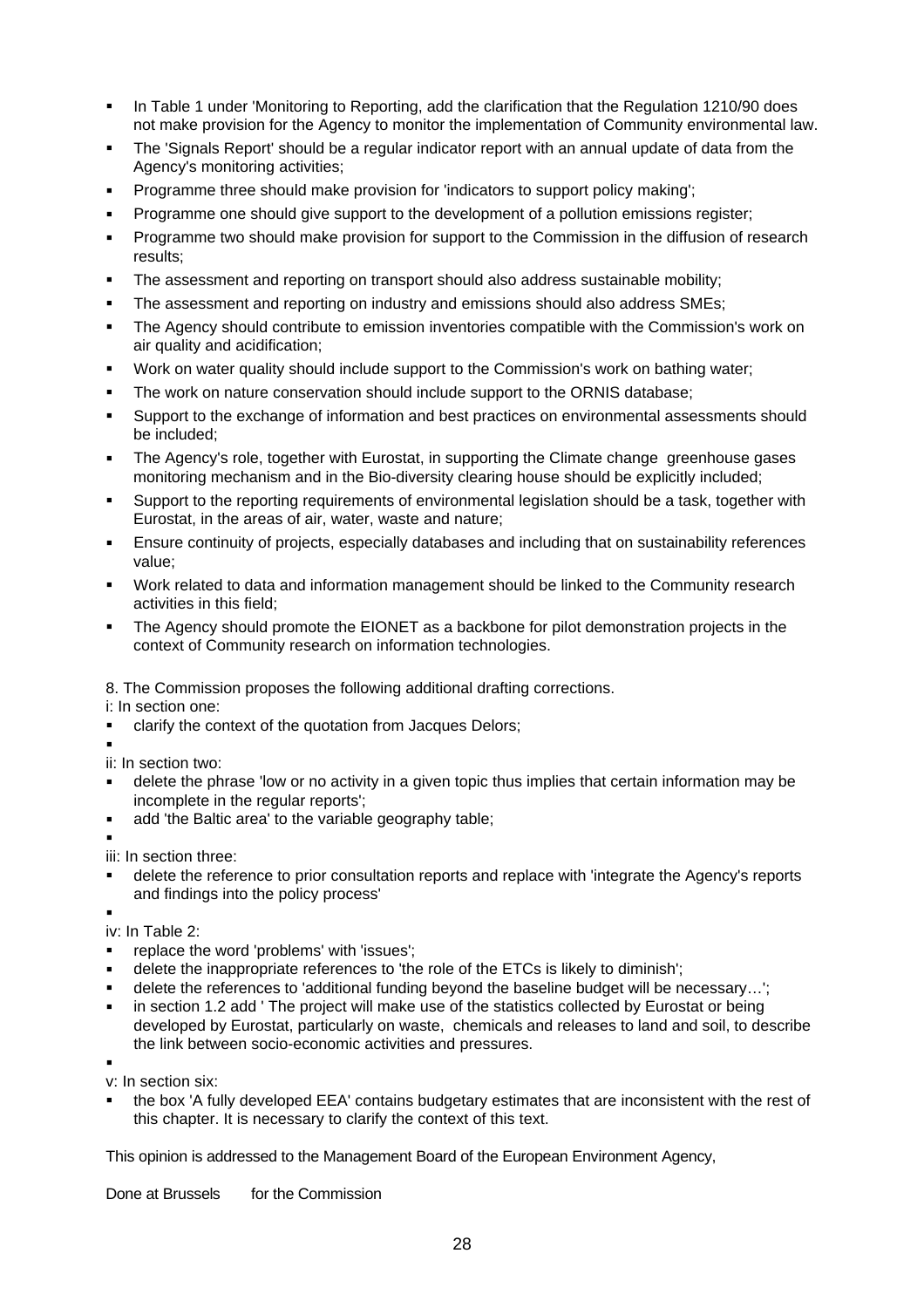- In Table 1 under 'Monitoring to Reporting, add the clarification that the Regulation 1210/90 does not make provision for the Agency to monitor the implementation of Community environmental law.
- The 'Signals Report' should be a regular indicator report with an annual update of data from the Agency's monitoring activities;
- Programme three should make provision for 'indicators to support policy making';
- Programme one should give support to the development of a pollution emissions register;
- Programme two should make provision for support to the Commission in the diffusion of research results;
- The assessment and reporting on transport should also address sustainable mobility;
- The assessment and reporting on industry and emissions should also address SMEs;
- The Agency should contribute to emission inventories compatible with the Commission's work on air quality and acidification;
- Work on water quality should include support to the Commission's work on bathing water;
- The work on nature conservation should include support to the ORNIS database;
- Support to the exchange of information and best practices on environmental assessments should be included;
- The Agency's role, together with Eurostat, in supporting the Climate change greenhouse gases monitoring mechanism and in the Bio-diversity clearing house should be explicitly included;
- Support to the reporting requirements of environmental legislation should be a task, together with Eurostat, in the areas of air, water, waste and nature;
- Ensure continuity of projects, especially databases and including that on sustainability references value;
- Work related to data and information management should be linked to the Community research activities in this field;
- The Agency should promote the EIONET as a backbone for pilot demonstration projects in the context of Community research on information technologies.

8. The Commission proposes the following additional drafting corrections.

i: In section one:

- clarify the context of the quotation from Jacques Delors;

ii: In section two:

- delete the phrase 'low or no activity in a given topic thus implies that certain information may be incomplete in the regular reports';
- add 'the Baltic area' to the variable geography table;

iii: In section three:

- delete the reference to prior consultation reports and replace with 'integrate the Agency's reports and findings into the policy process'

iv: In Table 2:

- replace the word 'problems' with 'issues';
- delete the inappropriate references to 'the role of the ETCs is likely to diminish';
- delete the references to 'additional funding beyond the baseline budget will be necessary…';
- in section 1.2 add ' The project will make use of the statistics collected by Eurostat or being developed by Eurostat, particularly on waste, chemicals and releases to land and soil, to describe the link between socio-economic activities and pressures.

v: In section six:

- the box 'A fully developed EEA' contains budgetary estimates that are inconsistent with the rest of this chapter. It is necessary to clarify the context of this text.

This opinion is addressed to the Management Board of the European Environment Agency,

Done at Brussels for the Commission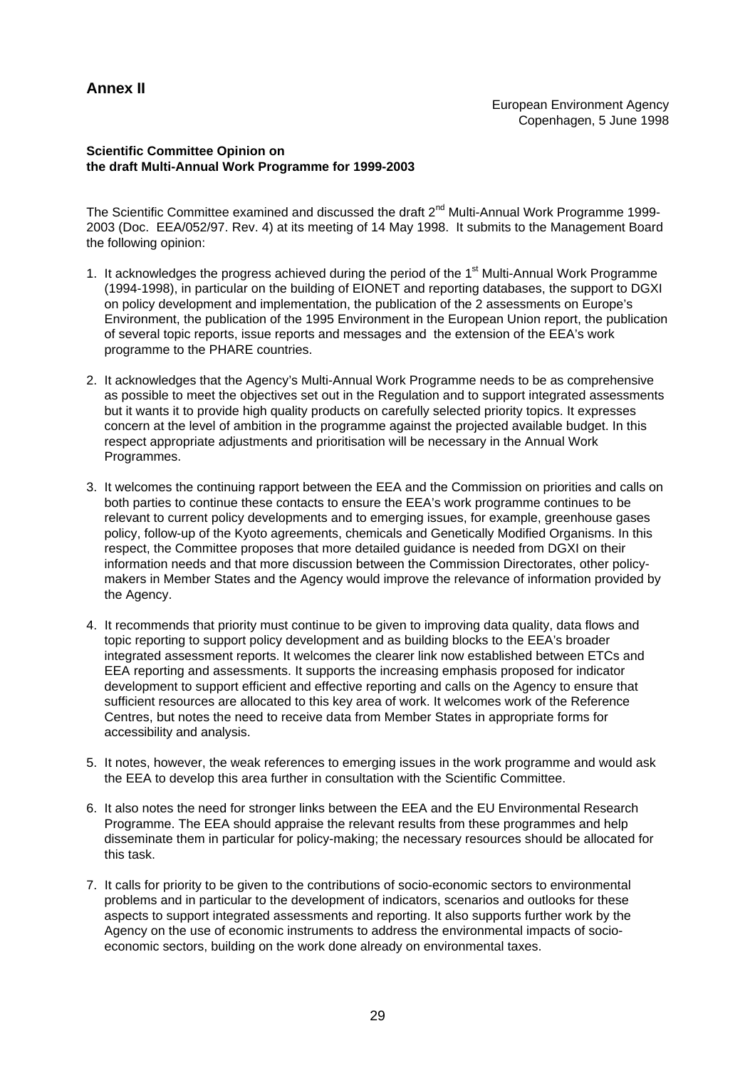## Annex II

European Environment Agency
Copenhagen, 5 June 1998

**Scientific Committee Opinion on**
**the draft Multi-Annual Work Programme for 1999-2003**

The Scientific Committee examined and discussed the draft 2nd Multi-Annual Work Programme 1999-2003 (Doc. EEA/052/97. Rev. 4) at its meeting of 14 May 1998. It submits to the Management Board the following opinion:

1. It acknowledges the progress achieved during the period of the 1st Multi-Annual Work Programme (1994-1998), in particular on the building of EIONET and reporting databases, the support to DGXI on policy development and implementation, the publication of the 2 assessments on Europe's Environment, the publication of the 1995 Environment in the European Union report, the publication of several topic reports, issue reports and messages and the extension of the EEA's work programme to the PHARE countries.

2. It acknowledges that the Agency's Multi-Annual Work Programme needs to be as comprehensive as possible to meet the objectives set out in the Regulation and to support integrated assessments but it wants it to provide high quality products on carefully selected priority topics. It expresses concern at the level of ambition in the programme against the projected available budget. In this respect appropriate adjustments and prioritisation will be necessary in the Annual Work Programmes.

3. It welcomes the continuing rapport between the EEA and the Commission on priorities and calls on both parties to continue these contacts to ensure the EEA's work programme continues to be relevant to current policy developments and to emerging issues, for example, greenhouse gases policy, follow-up of the Kyoto agreements, chemicals and Genetically Modified Organisms. In this respect, the Committee proposes that more detailed guidance is needed from DGXI on their information needs and that more discussion between the Commission Directorates, other policy-makers in Member States and the Agency would improve the relevance of information provided by the Agency.

4. It recommends that priority must continue to be given to improving data quality, data flows and topic reporting to support policy development and as building blocks to the EEA's broader integrated assessment reports. It welcomes the clearer link now established between ETCs and EEA reporting and assessments. It supports the increasing emphasis proposed for indicator development to support efficient and effective reporting and calls on the Agency to ensure that sufficient resources are allocated to this key area of work. It welcomes work of the Reference Centres, but notes the need to receive data from Member States in appropriate forms for accessibility and analysis.

5. It notes, however, the weak references to emerging issues in the work programme and would ask the EEA to develop this area further in consultation with the Scientific Committee.

6. It also notes the need for stronger links between the EEA and the EU Environmental Research Programme. The EEA should appraise the relevant results from these programmes and help disseminate them in particular for policy-making; the necessary resources should be allocated for this task.

7. It calls for priority to be given to the contributions of socio-economic sectors to environmental problems and in particular to the development of indicators, scenarios and outlooks for these aspects to support integrated assessments and reporting. It also supports further work by the Agency on the use of economic instruments to address the environmental impacts of socio-economic sectors, building on the work done already on environmental taxes.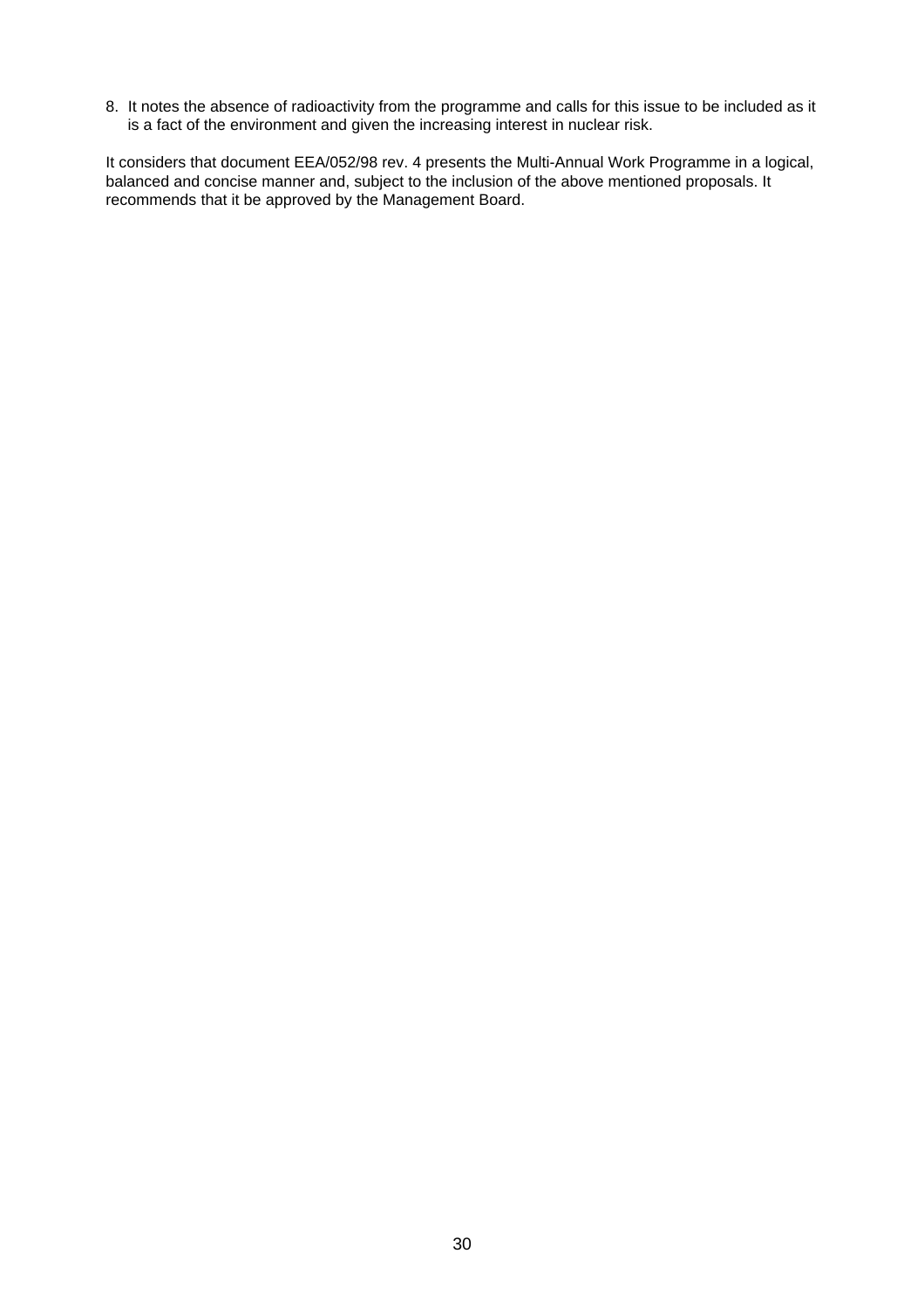8. It notes the absence of radioactivity from the programme and calls for this issue to be included as it is a fact of the environment and given the increasing interest in nuclear risk.

It considers that document EEA/052/98 rev. 4 presents the Multi-Annual Work Programme in a logical, balanced and concise manner and, subject to the inclusion of the above mentioned proposals. It recommends that it be approved by the Management Board.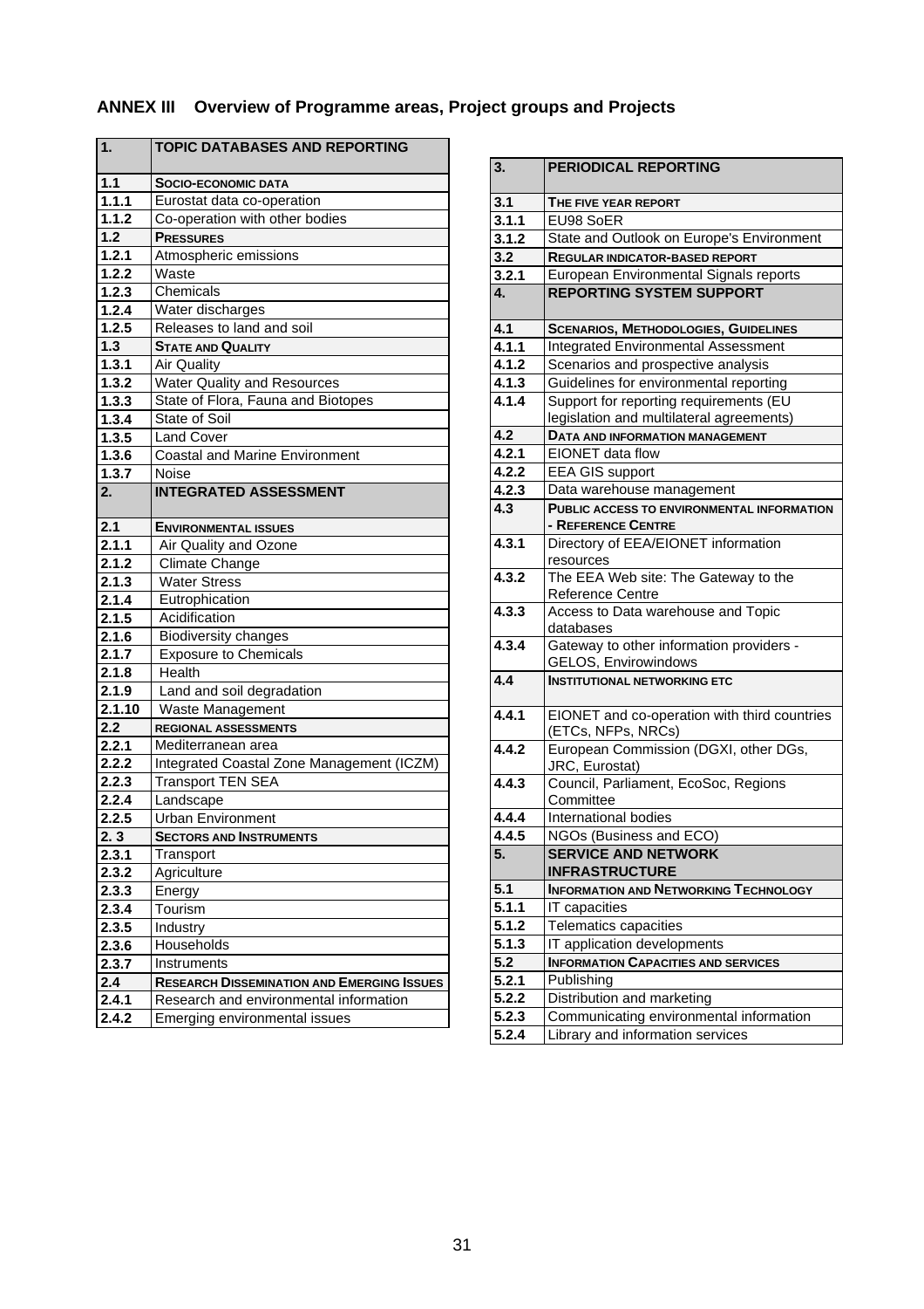## ANNEX III Overview of Programme areas, Project groups and Projects

| 1. | TOPIC DATABASES AND REPORTING |
|---|---|
| 1.1 | SOCIO-ECONOMIC DATA |
| 1.1.1 | Eurostat data co-operation |
| 1.1.2 | Co-operation with other bodies |
| 1.2 | PRESSURES |
| 1.2.1 | Atmospheric emissions |
| 1.2.2 | Waste |
| 1.2.3 | Chemicals |
| 1.2.4 | Water discharges |
| 1.2.5 | Releases to land and soil |
| 1.3 | STATE AND QUALITY |
| 1.3.1 | Air Quality |
| 1.3.2 | Water Quality and Resources |
| 1.3.3 | State of Flora, Fauna and Biotopes |
| 1.3.4 | State of Soil |
| 1.3.5 | Land Cover |
| 1.3.6 | Coastal and Marine Environment |
| 1.3.7 | Noise |
| 2. | INTEGRATED ASSESSMENT |
| 2.1 | ENVIRONMENTAL ISSUES |
| 2.1.1 | Air Quality and Ozone |
| 2.1.2 | Climate Change |
| 2.1.3 | Water Stress |
| 2.1.4 | Eutrophication |
| 2.1.5 | Acidification |
| 2.1.6 | Biodiversity changes |
| 2.1.7 | Exposure to Chemicals |
| 2.1.8 | Health |
| 2.1.9 | Land and soil degradation |
| 2.1.10 | Waste Management |
| 2.2 | REGIONAL ASSESSMENTS |
| 2.2.1 | Mediterranean area |
| 2.2.2 | Integrated Coastal Zone Management (ICZM) |
| 2.2.3 | Transport TEN SEA |
| 2.2.4 | Landscape |
| 2.2.5 | Urban Environment |
| 2. 3 | SECTORS AND INSTRUMENTS |
| 2.3.1 | Transport |
| 2.3.2 | Agriculture |
| 2.3.3 | Energy |
| 2.3.4 | Tourism |
| 2.3.5 | Industry |
| 2.3.6 | Households |
| 2.3.7 | Instruments |
| 2.4 | RESEARCH DISSEMINATION AND EMERGING ISSUES |
| 2.4.1 | Research and environmental information |
| 2.4.2 | Emerging environmental issues |

| 3. | PERIODICAL REPORTING |
|---|---|
| 3.1 | THE FIVE YEAR REPORT |
| 3.1.1 | EU98 SoER |
| 3.1.2 | State and Outlook on Europe's Environment |
| 3.2 | REGULAR INDICATOR-BASED REPORT |
| 3.2.1 | European Environmental Signals reports |
| 4. | REPORTING SYSTEM SUPPORT |
| 4.1 | SCENARIOS, METHODOLOGIES, GUIDELINES |
| 4.1.1 | Integrated Environmental Assessment |
| 4.1.2 | Scenarios and prospective analysis |
| 4.1.3 | Guidelines for environmental reporting |
| 4.1.4 | Support for reporting requirements (EU legislation and multilateral agreements) |
| 4.2 | DATA AND INFORMATION MANAGEMENT |
| 4.2.1 | EIONET data flow |
| 4.2.2 | EEA GIS support |
| 4.2.3 | Data warehouse management |
| 4.3 | PUBLIC ACCESS TO ENVIRONMENTAL INFORMATION - REFERENCE CENTRE |
| 4.3.1 | Directory of EEA/EIONET information resources |
| 4.3.2 | The EEA Web site: The Gateway to the Reference Centre |
| 4.3.3 | Access to Data warehouse and Topic databases |
| 4.3.4 | Gateway to other information providers - GELOS, Envirowindows |
| 4.4 | INSTITUTIONAL NETWORKING ETC |
| 4.4.1 | EIONET and co-operation with third countries (ETCs, NFPs, NRCs) |
| 4.4.2 | European Commission (DGXI, other DGs, JRC, Eurostat) |
| 4.4.3 | Council, Parliament, EcoSoc, Regions Committee |
| 4.4.4 | International bodies |
| 4.4.5 | NGOs (Business and ECO) |
| 5. | SERVICE AND NETWORK INFRASTRUCTURE |
| 5.1 | INFORMATION AND NETWORKING TECHNOLOGY |
| 5.1.1 | IT capacities |
| 5.1.2 | Telematics capacities |
| 5.1.3 | IT application developments |
| 5.2 | INFORMATION CAPACITIES AND SERVICES |
| 5.2.1 | Publishing |
| 5.2.2 | Distribution and marketing |
| 5.2.3 | Communicating environmental information |
| 5.2.4 | Library and information services |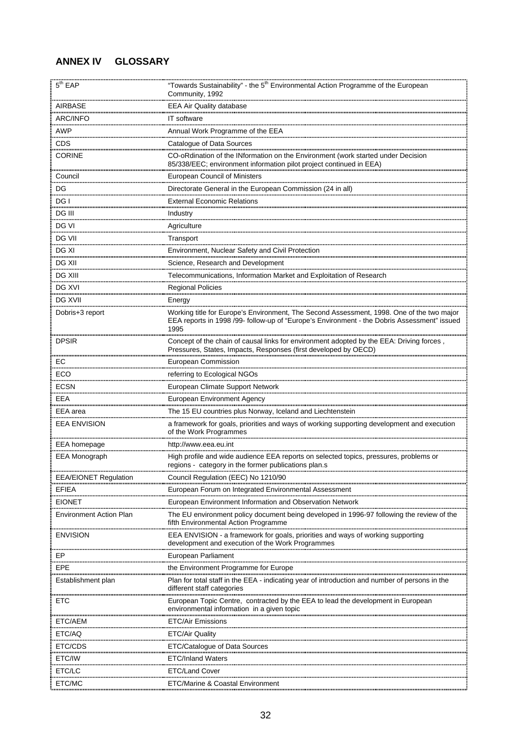## ANNEX IV GLOSSARY

| | |
|---|---|
| 5th EAP | "Towards Sustainability" - the 5th Environmental Action Programme of the European Community, 1992 |
| AIRBASE | EEA Air Quality database |
| ARC/INFO | IT software |
| AWP | Annual Work Programme of the EEA |
| CDS | Catalogue of Data Sources |
| CORINE | CO-oRdination of the INformation on the Environment (work started under Decision 85/338/EEC; environment information pilot project continued in EEA) |
| Council | European Council of Ministers |
| DG | Directorate General in the European Commission (24 in all) |
| DG I | External Economic Relations |
| DG III | Industry |
| DG VI | Agriculture |
| DG VII | Transport |
| DG XI | Environment, Nuclear Safety and Civil Protection |
| DG XII | Science, Research and Development |
| DG XIII | Telecommunications, Information Market and Exploitation of Research |
| DG XVI | Regional Policies |
| DG XVII | Energy |
| Dobris+3 report | Working title for Europe's Environment, The Second Assessment, 1998. One of the two major EEA reports in 1998 /99- follow-up of "Europe's Environment - the Dobris Assessment" issued 1995 |
| DPSIR | Concept of the chain of causal links for environment adopted by the EEA: Driving forces , Pressures, States, Impacts, Responses (first developed by OECD) |
| EC | European Commission |
| ECO | referring to Ecological NGOs |
| ECSN | European Climate Support Network |
| EEA | European Environment Agency |
| EEA area | The 15 EU countries plus Norway, Iceland and Liechtenstein |
| EEA ENVISION | a framework for goals, priorities and ways of working supporting development and execution of the Work Programmes |
| EEA homepage | http://www.eea.eu.int |
| EEA Monograph | High profile and wide audience EEA reports on selected topics, pressures, problems or regions - category in the former publications plan.s |
| EEA/EIONET Regulation | Council Regulation (EEC) No 1210/90 |
| EFIEA | European Forum on Integrated Environmental Assessment |
| EIONET | European Environment Information and Observation Network |
| Environment Action Plan | The EU environment policy document being developed in 1996-97 following the review of the fifth Environmental Action Programme |
| ENVISION | EEA ENVISION - a framework for goals, priorities and ways of working supporting development and execution of the Work Programmes |
| EP | European Parliament |
| EPE | the Environment Programme for Europe |
| Establishment plan | Plan for total staff in the EEA - indicating year of introduction and number of persons in the different staff categories |
| ETC | European Topic Centre, contracted by the EEA to lead the development in European environmental information in a given topic |
| ETC/AEM | ETC/Air Emissions |
| ETC/AQ | ETC/Air Quality |
| ETC/CDS | ETC/Catalogue of Data Sources |
| ETC/IW | ETC/Inland Waters |
| ETC/LC | ETC/Land Cover |
| ETC/MC | ETC/Marine & Coastal Environment |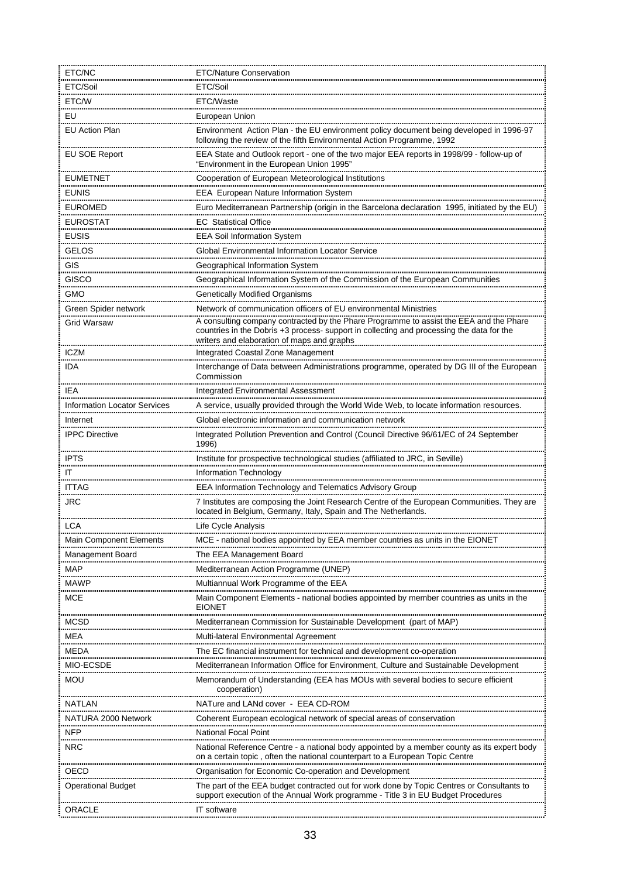| | |
|---|---|
| ETC/NC | ETC/Nature Conservation |
| ETC/Soil | ETC/Soil |
| ETC/W | ETC/Waste |
| EU | European Union |
| EU Action Plan | Environment Action Plan - the EU environment policy document being developed in 1996-97 following the review of the fifth Environmental Action Programme, 1992 |
| EU SOE Report | EEA State and Outlook report - one of the two major EEA reports in 1998/99 - follow-up of "Environment in the European Union 1995" |
| EUMETNET | Cooperation of European Meteorological Institutions |
| EUNIS | EEA European Nature Information System |
| EUROMED | Euro Mediterranean Partnership (origin in the Barcelona declaration 1995, initiated by the EU) |
| EUROSTAT | EC Statistical Office |
| EUSIS | EEA Soil Information System |
| GELOS | Global Environmental Information Locator Service |
| GIS | Geographical Information System |
| GISCO | Geographical Information System of the Commission of the European Communities |
| GMO | Genetically Modified Organisms |
| Green Spider network | Network of communication officers of EU environmental Ministries |
| Grid Warsaw | A consulting company contracted by the Phare Programme to assist the EEA and the Phare countries in the Dobris +3 process- support in collecting and processing the data for the writers and elaboration of maps and graphs |
| ICZM | Integrated Coastal Zone Management |
| IDA | Interchange of Data between Administrations programme, operated by DG III of the European Commission |
| IEA | Integrated Environmental Assessment |
| Information Locator Services | A service, usually provided through the World Wide Web, to locate information resources. |
| Internet | Global electronic information and communication network |
| IPPC Directive | Integrated Pollution Prevention and Control (Council Directive 96/61/EC of 24 September 1996) |
| IPTS | Institute for prospective technological studies (affiliated to JRC, in Seville) |
| IT | Information Technology |
| ITTAG | EEA Information Technology and Telematics Advisory Group |
| JRC | 7 Institutes are composing the Joint Research Centre of the European Communities. They are located in Belgium, Germany, Italy, Spain and The Netherlands. |
| LCA | Life Cycle Analysis |
| Main Component Elements | MCE - national bodies appointed by EEA member countries as units in the EIONET |
| Management Board | The EEA Management Board |
| MAP | Mediterranean Action Programme (UNEP) |
| MAWP | Multiannual Work Programme of the EEA |
| MCE | Main Component Elements - national bodies appointed by member countries as units in the EIONET |
| MCSD | Mediterranean Commission for Sustainable Development (part of MAP) |
| MEA | Multi-lateral Environmental Agreement |
| MEDA | The EC financial instrument for technical and development co-operation |
| MIO-ECSDE | Mediterranean Information Office for Environment, Culture and Sustainable Development |
| MOU | Memorandum of Understanding (EEA has MOUs with several bodies to secure efficient cooperation) |
| NATLAN | NATure and LANd cover - EEA CD-ROM |
| NATURA 2000 Network | Coherent European ecological network of special areas of conservation |
| NFP | National Focal Point |
| NRC | National Reference Centre - a national body appointed by a member county as its expert body on a certain topic , often the national counterpart to a European Topic Centre |
| OECD | Organisation for Economic Co-operation and Development |
| Operational Budget | The part of the EEA budget contracted out for work done by Topic Centres or Consultants to support execution of the Annual Work programme - Title 3 in EU Budget Procedures |
| ORACLE | IT software |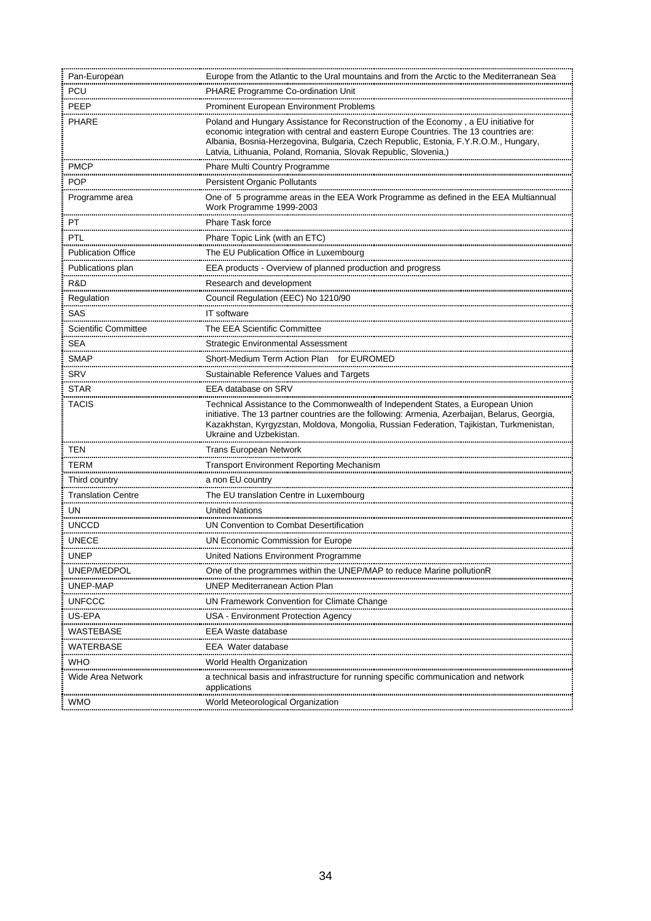| | |
|---|---|
| Pan-European | Europe from the Atlantic to the Ural mountains and from the Arctic to the Mediterranean Sea |
| PCU | PHARE Programme Co-ordination Unit |
| PEEP | Prominent European Environment Problems |
| PHARE | Poland and Hungary Assistance for Reconstruction of the Economy , a EU initiative for economic integration with central and eastern Europe Countries. The 13 countries are: Albania, Bosnia-Herzegovina, Bulgaria, Czech Republic, Estonia, F.Y.R.O.M., Hungary, Latvia, Lithuania, Poland, Romania, Slovak Republic, Slovenia,) |
| PMCP | Phare Multi Country Programme |
| POP | Persistent Organic Pollutants |
| Programme area | One of 5 programme areas in the EEA Work Programme as defined in the EEA Multiannual Work Programme 1999-2003 |
| PT | Phare Task force |
| PTL | Phare Topic Link (with an ETC) |
| Publication Office | The EU Publication Office in Luxembourg |
| Publications plan | EEA products - Overview of planned production and progress |
| R&D | Research and development |
| Regulation | Council Regulation (EEC) No 1210/90 |
| SAS | IT software |
| Scientific Committee | The EEA Scientific Committee |
| SEA | Strategic Environmental Assessment |
| SMAP | Short-Medium Term Action Plan for EUROMED |
| SRV | Sustainable Reference Values and Targets |
| STAR | EEA database on SRV |
| TACIS | Technical Assistance to the Commonwealth of Independent States, a European Union initiative. The 13 partner countries are the following: Armenia, Azerbaijan, Belarus, Georgia, Kazakhstan, Kyrgyzstan, Moldova, Mongolia, Russian Federation, Tajikistan, Turkmenistan, Ukraine and Uzbekistan. |
| TEN | Trans European Network |
| TERM | Transport Environment Reporting Mechanism |
| Third country | a non EU country |
| Translation Centre | The EU translation Centre in Luxembourg |
| UN | United Nations |
| UNCCD | UN Convention to Combat Desertification |
| UNECE | UN Economic Commission for Europe |
| UNEP | United Nations Environment Programme |
| UNEP/MEDPOL | One of the programmes within the UNEP/MAP to reduce Marine pollutionR |
| UNEP-MAP | UNEP Mediterranean Action Plan |
| UNFCCC | UN Framework Convention for Climate Change |
| US-EPA | USA - Environment Protection Agency |
| WASTEBASE | EEA Waste database |
| WATERBASE | EEA Water database |
| WHO | World Health Organization |
| Wide Area Network | a technical basis and infrastructure for running specific communication and network applications |
| WMO | World Meteorological Organization |